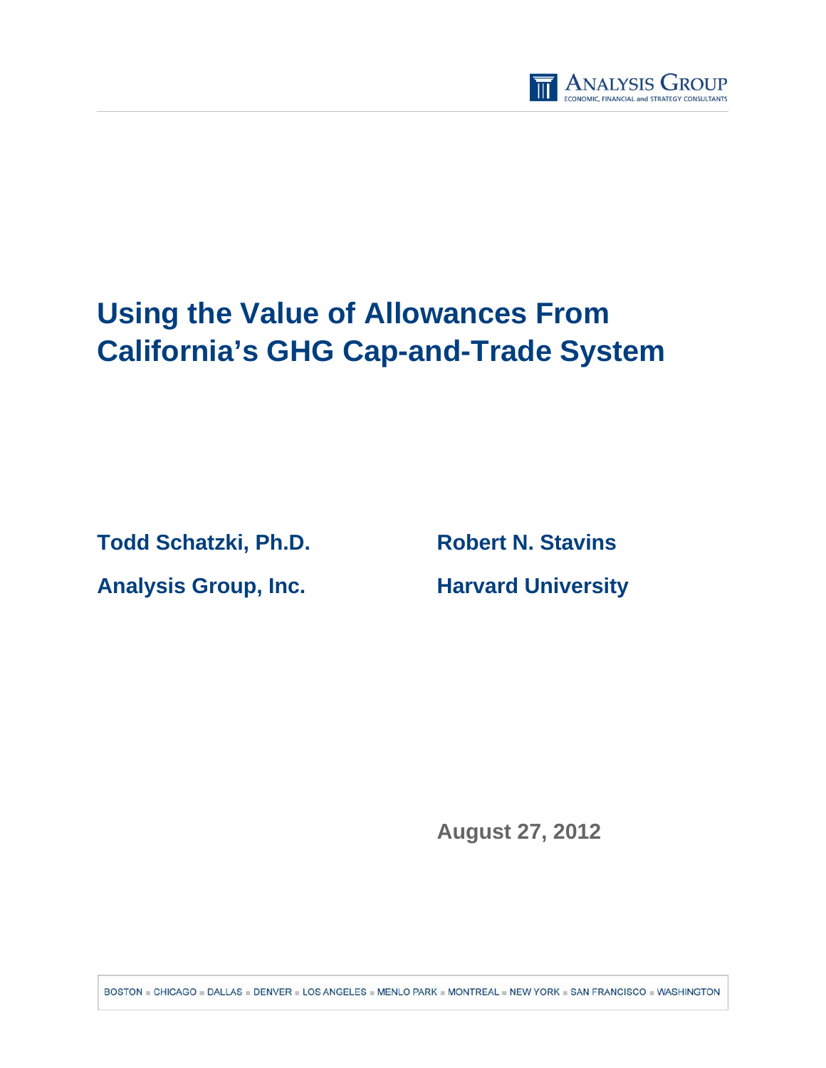# Using the Value of Allowances From California's GHG Cap-and-Trade System

**Todd Schatzki, Ph.D.**

**Analysis Group, Inc.**

**Robert N. Stavins**

**Harvard University**

**August 27, 2012**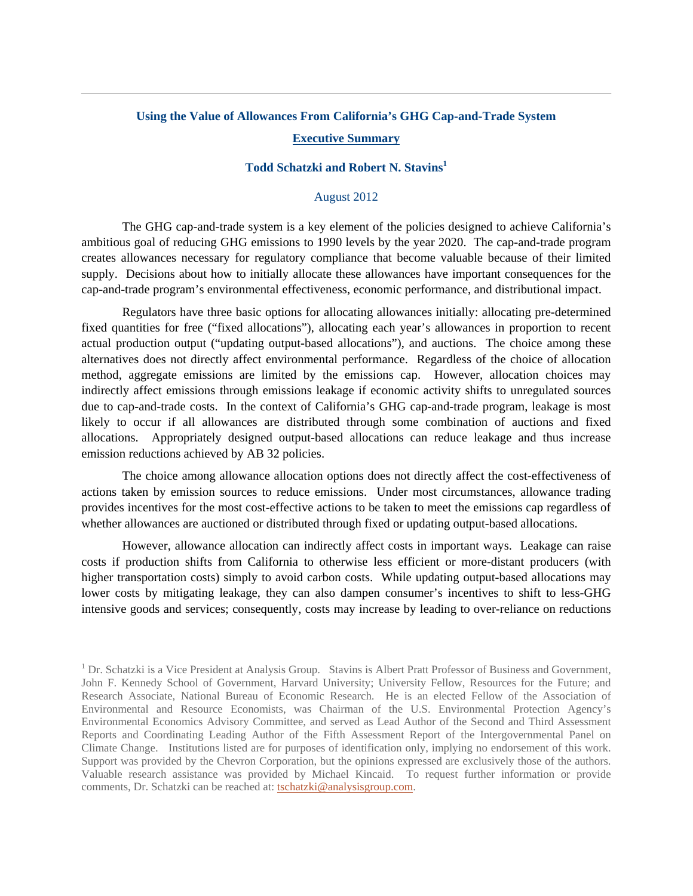## Using the Value of Allowances From California's GHG Cap-and-Trade System

### Executive Summary

**Todd Schatzki and Robert N. Stavins[1]**

August 2012

The GHG cap-and-trade system is a key element of the policies designed to achieve California's ambitious goal of reducing GHG emissions to 1990 levels by the year 2020. The cap-and-trade program creates allowances necessary for regulatory compliance that become valuable because of their limited supply. Decisions about how to initially allocate these allowances have important consequences for the cap-and-trade program's environmental effectiveness, economic performance, and distributional impact.

Regulators have three basic options for allocating allowances initially: allocating pre-determined fixed quantities for free ("fixed allocations"), allocating each year's allowances in proportion to recent actual production output ("updating output-based allocations"), and auctions. The choice among these alternatives does not directly affect environmental performance. Regardless of the choice of allocation method, aggregate emissions are limited by the emissions cap. However, allocation choices may indirectly affect emissions through emissions leakage if economic activity shifts to unregulated sources due to cap-and-trade costs. In the context of California's GHG cap-and-trade program, leakage is most likely to occur if all allowances are distributed through some combination of auctions and fixed allocations. Appropriately designed output-based allocations can reduce leakage and thus increase emission reductions achieved by AB 32 policies.

The choice among allowance allocation options does not directly affect the cost-effectiveness of actions taken by emission sources to reduce emissions. Under most circumstances, allowance trading provides incentives for the most cost-effective actions to be taken to meet the emissions cap regardless of whether allowances are auctioned or distributed through fixed or updating output-based allocations.

However, allowance allocation can indirectly affect costs in important ways. Leakage can raise costs if production shifts from California to otherwise less efficient or more-distant producers (with higher transportation costs) simply to avoid carbon costs. While updating output-based allocations may lower costs by mitigating leakage, they can also dampen consumer's incentives to shift to less-GHG intensive goods and services; consequently, costs may increase by leading to over-reliance on reductions

[1] Dr. Schatzki is a Vice President at Analysis Group. Stavins is Albert Pratt Professor of Business and Government, John F. Kennedy School of Government, Harvard University; University Fellow, Resources for the Future; and Research Associate, National Bureau of Economic Research. He is an elected Fellow of the Association of Environmental and Resource Economists, was Chairman of the U.S. Environmental Protection Agency's Environmental Economics Advisory Committee, and served as Lead Author of the Second and Third Assessment Reports and Coordinating Leading Author of the Fifth Assessment Report of the Intergovernmental Panel on Climate Change. Institutions listed are for purposes of identification only, implying no endorsement of this work. Support was provided by the Chevron Corporation, but the opinions expressed are exclusively those of the authors. Valuable research assistance was provided by Michael Kincaid. To request further information or provide comments, Dr. Schatzki can be reached at: tschatzki@analysisgroup.com.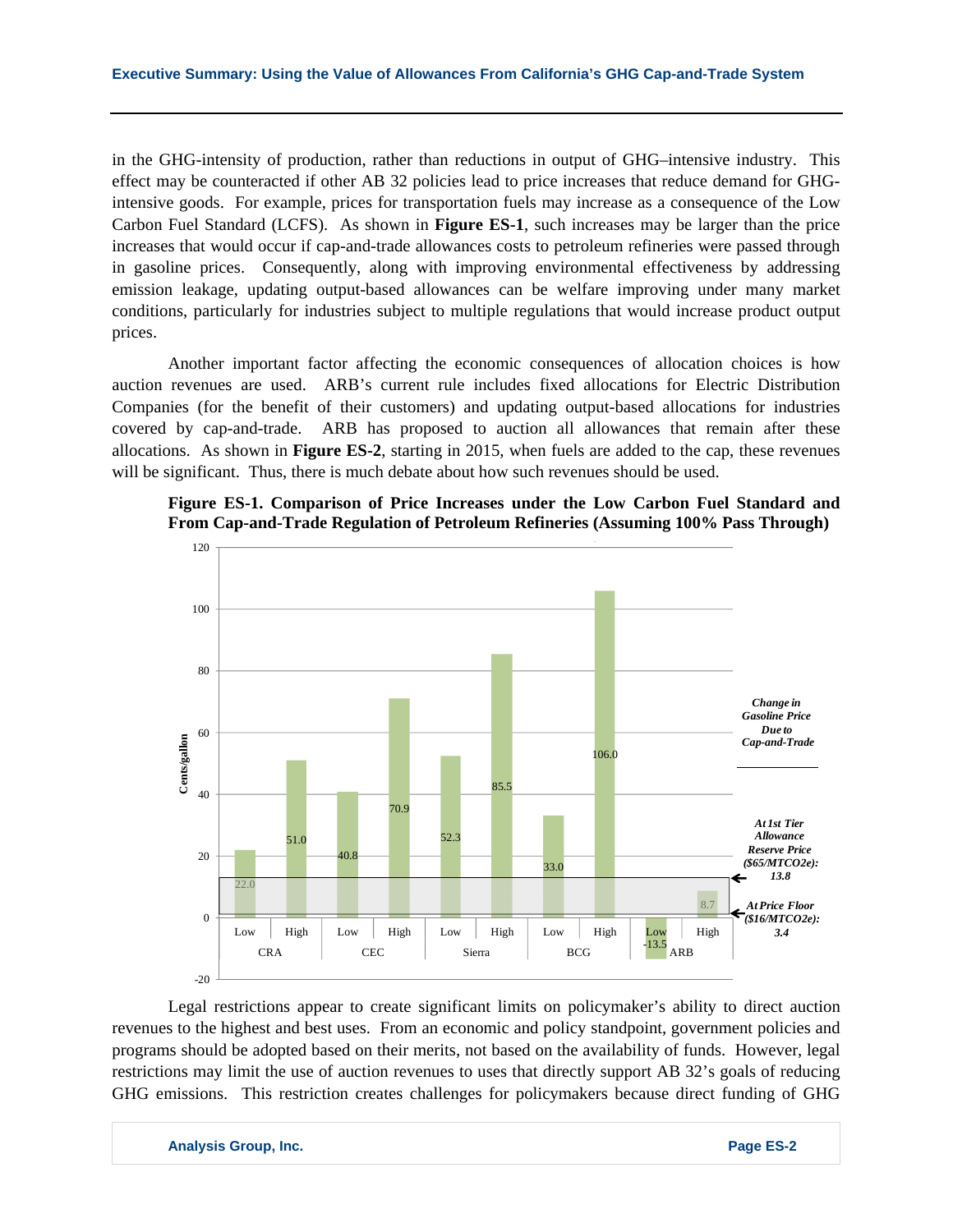in the GHG-intensity of production, rather than reductions in output of GHG–intensive industry. This effect may be counteracted if other AB 32 policies lead to price increases that reduce demand for GHG-intensive goods. For example, prices for transportation fuels may increase as a consequence of the Low Carbon Fuel Standard (LCFS). As shown in **Figure ES-1**, such increases may be larger than the price increases that would occur if cap-and-trade allowances costs to petroleum refineries were passed through in gasoline prices. Consequently, along with improving environmental effectiveness by addressing emission leakage, updating output-based allowances can be welfare improving under many market conditions, particularly for industries subject to multiple regulations that would increase product output prices.

Another important factor affecting the economic consequences of allocation choices is how auction revenues are used. ARB's current rule includes fixed allocations for Electric Distribution Companies (for the benefit of their customers) and updating output-based allocations for industries covered by cap-and-trade. ARB has proposed to auction all allowances that remain after these allocations. As shown in **Figure ES-2**, starting in 2015, when fuels are added to the cap, these revenues will be significant. Thus, there is much debate about how such revenues should be used.

**Figure ES-1. Comparison of Price Increases under the Low Carbon Fuel Standard and From Cap-and-Trade Regulation of Petroleum Refineries (Assuming 100% Pass Through)**

| Source | Low (cents/gallon) | High (cents/gallon) |
|---|---|---|
| CRA | 22.0 | 51.0 |
| CEC | 40.8 | 70.9 |
| Sierra | 52.3 | 85.5 |
| BCG | 33.0 | 106.0 |
| ARB | -13.5 | 8.7 |

*Change in Gasoline Price Due to Cap-and-Trade*

*At 1st Tier Allowance Reserve Price ($65/MTCO2e): 13.8*

*At Price Floor ($16/MTCO2e): 3.4*

Legal restrictions appear to create significant limits on policymaker's ability to direct auction revenues to the highest and best uses. From an economic and policy standpoint, government policies and programs should be adopted based on their merits, not based on the availability of funds. However, legal restrictions may limit the use of auction revenues to uses that directly support AB 32's goals of reducing GHG emissions. This restriction creates challenges for policymakers because direct funding of GHG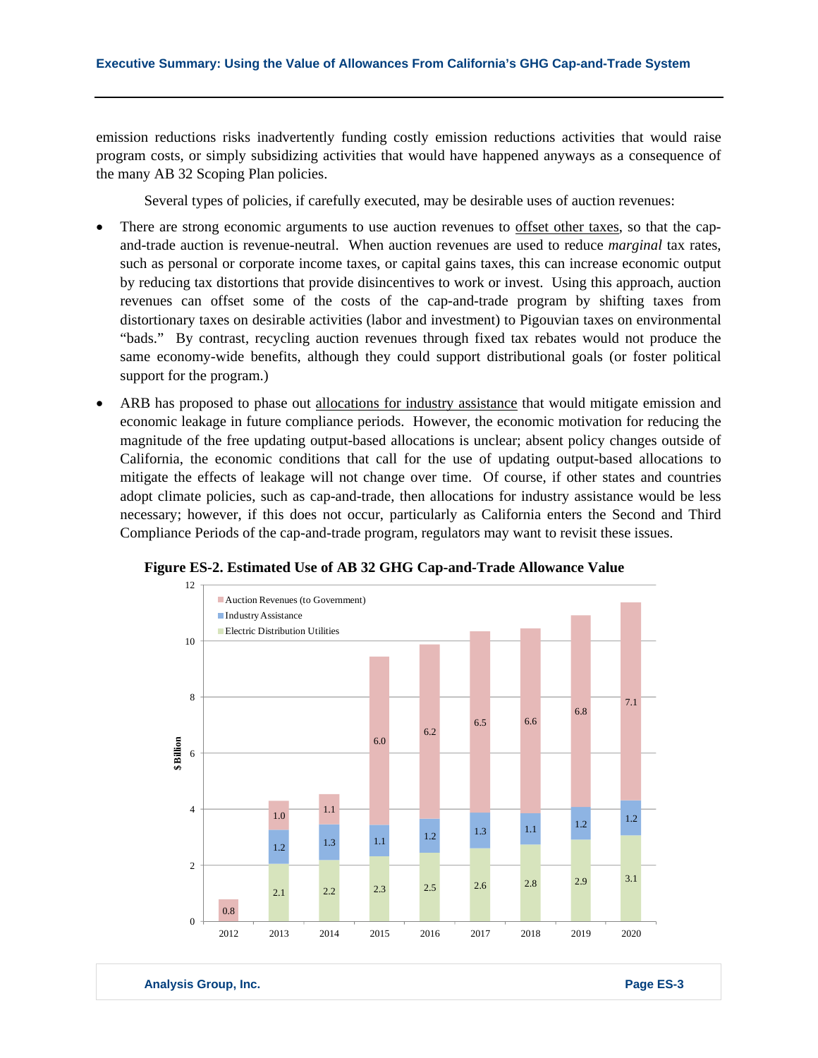emission reductions risks inadvertently funding costly emission reductions activities that would raise program costs, or simply subsidizing activities that would have happened anyways as a consequence of the many AB 32 Scoping Plan policies.

Several types of policies, if carefully executed, may be desirable uses of auction revenues:

- There are strong economic arguments to use auction revenues to offset other taxes, so that the cap-and-trade auction is revenue-neutral. When auction revenues are used to reduce *marginal* tax rates, such as personal or corporate income taxes, or capital gains taxes, this can increase economic output by reducing tax distortions that provide disincentives to work or invest. Using this approach, auction revenues can offset some of the costs of the cap-and-trade program by shifting taxes from distortionary taxes on desirable activities (labor and investment) to Pigouvian taxes on environmental "bads." By contrast, recycling auction revenues through fixed tax rebates would not produce the same economy-wide benefits, although they could support distributional goals (or foster political support for the program.)
- ARB has proposed to phase out allocations for industry assistance that would mitigate emission and economic leakage in future compliance periods. However, the economic motivation for reducing the magnitude of the free updating output-based allocations is unclear; absent policy changes outside of California, the economic conditions that call for the use of updating output-based allocations to mitigate the effects of leakage will not change over time. Of course, if other states and countries adopt climate policies, such as cap-and-trade, then allocations for industry assistance would be less necessary; however, if this does not occur, particularly as California enters the Second and Third Compliance Periods of the cap-and-trade program, regulators may want to revisit these issues.

**Figure ES-2. Estimated Use of AB 32 GHG Cap-and-Trade Allowance Value**

| $ Billion | 2012 | 2013 | 2014 | 2015 | 2016 | 2017 | 2018 | 2019 | 2020 |
|---|---|---|---|---|---|---|---|---|---|
| Auction Revenues (to Government) | 0.8 | 1.0 | 1.1 | 6.0 | 6.2 | 6.5 | 6.6 | 6.8 | 7.1 |
| Industry Assistance | | 1.2 | 1.3 | 1.1 | 1.2 | 1.3 | 1.1 | 1.2 | 1.2 |
| Electric Distribution Utilities | | 2.1 | 2.2 | 2.3 | 2.5 | 2.6 | 2.8 | 2.9 | 3.1 |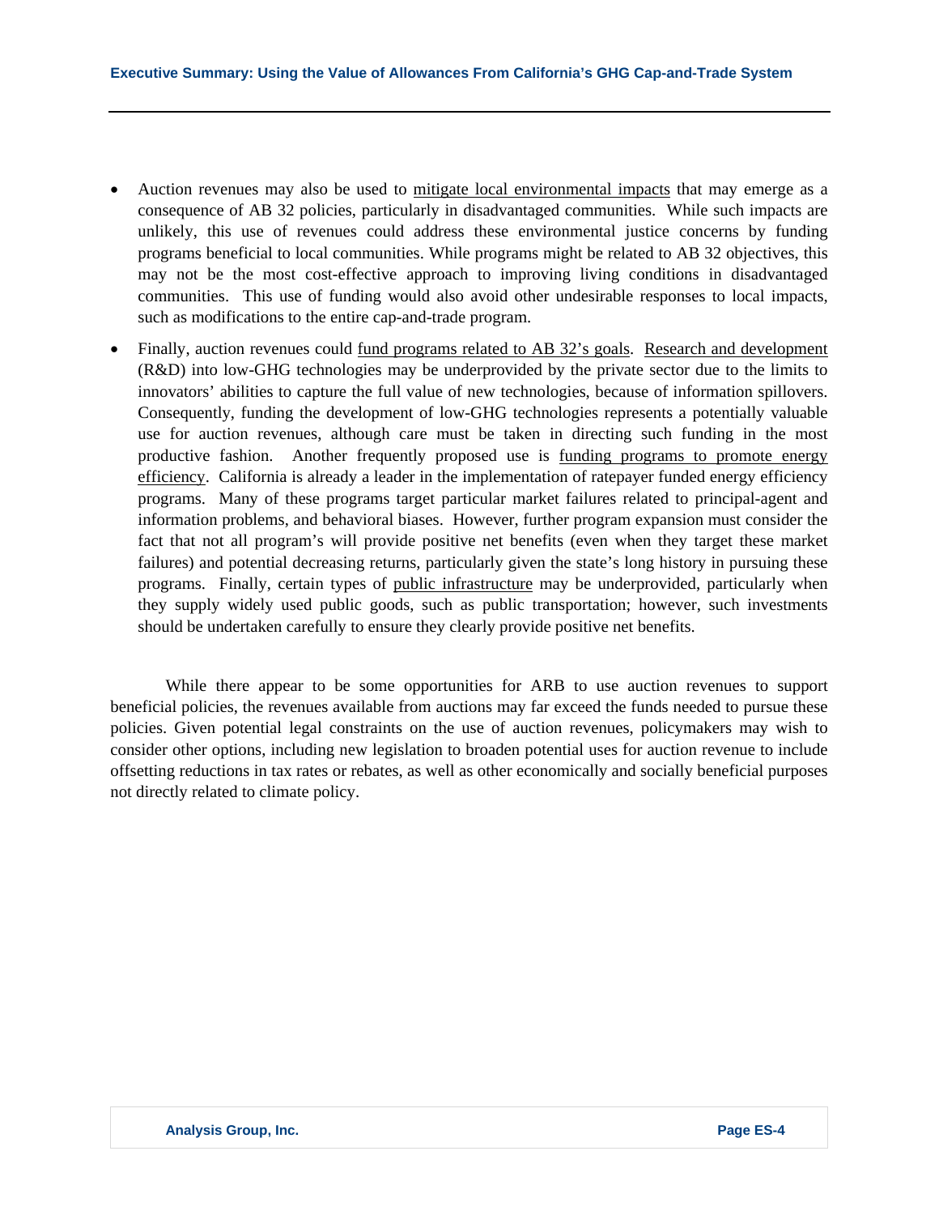- Auction revenues may also be used to mitigate local environmental impacts that may emerge as a consequence of AB 32 policies, particularly in disadvantaged communities. While such impacts are unlikely, this use of revenues could address these environmental justice concerns by funding programs beneficial to local communities. While programs might be related to AB 32 objectives, this may not be the most cost-effective approach to improving living conditions in disadvantaged communities. This use of funding would also avoid other undesirable responses to local impacts, such as modifications to the entire cap-and-trade program.
- Finally, auction revenues could fund programs related to AB 32's goals. Research and development (R&D) into low-GHG technologies may be underprovided by the private sector due to the limits to innovators' abilities to capture the full value of new technologies, because of information spillovers. Consequently, funding the development of low-GHG technologies represents a potentially valuable use for auction revenues, although care must be taken in directing such funding in the most productive fashion. Another frequently proposed use is funding programs to promote energy efficiency. California is already a leader in the implementation of ratepayer funded energy efficiency programs. Many of these programs target particular market failures related to principal-agent and information problems, and behavioral biases. However, further program expansion must consider the fact that not all program's will provide positive net benefits (even when they target these market failures) and potential decreasing returns, particularly given the state's long history in pursuing these programs. Finally, certain types of public infrastructure may be underprovided, particularly when they supply widely used public goods, such as public transportation; however, such investments should be undertaken carefully to ensure they clearly provide positive net benefits.

While there appear to be some opportunities for ARB to use auction revenues to support beneficial policies, the revenues available from auctions may far exceed the funds needed to pursue these policies. Given potential legal constraints on the use of auction revenues, policymakers may wish to consider other options, including new legislation to broaden potential uses for auction revenue to include offsetting reductions in tax rates or rebates, as well as other economically and socially beneficial purposes not directly related to climate policy.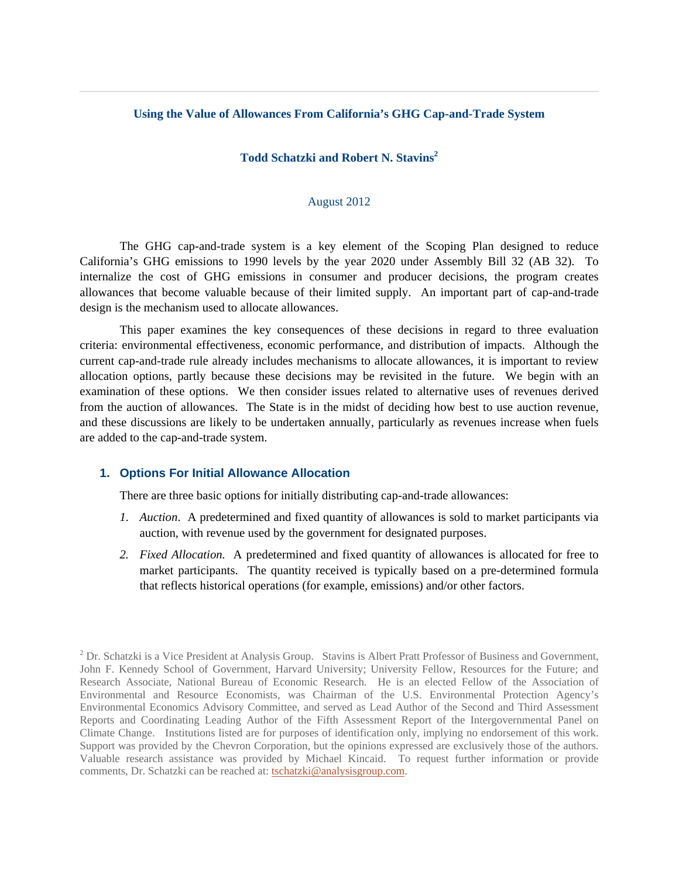### Using the Value of Allowances From California's GHG Cap-and-Trade System

**Todd Schatzki and Robert N. Stavins[2]**

August 2012

The GHG cap-and-trade system is a key element of the Scoping Plan designed to reduce California's GHG emissions to 1990 levels by the year 2020 under Assembly Bill 32 (AB 32). To internalize the cost of GHG emissions in consumer and producer decisions, the program creates allowances that become valuable because of their limited supply. An important part of cap-and-trade design is the mechanism used to allocate allowances.

This paper examines the key consequences of these decisions in regard to three evaluation criteria: environmental effectiveness, economic performance, and distribution of impacts. Although the current cap-and-trade rule already includes mechanisms to allocate allowances, it is important to review allocation options, partly because these decisions may be revisited in the future. We begin with an examination of these options. We then consider issues related to alternative uses of revenues derived from the auction of allowances. The State is in the midst of deciding how best to use auction revenue, and these discussions are likely to be undertaken annually, particularly as revenues increase when fuels are added to the cap-and-trade system.

## 1. Options For Initial Allowance Allocation

There are three basic options for initially distributing cap-and-trade allowances:

1. *Auction*. A predetermined and fixed quantity of allowances is sold to market participants via auction, with revenue used by the government for designated purposes.
2. *Fixed Allocation.* A predetermined and fixed quantity of allowances is allocated for free to market participants. The quantity received is typically based on a pre-determined formula that reflects historical operations (for example, emissions) and/or other factors.

[2] Dr. Schatzki is a Vice President at Analysis Group. Stavins is Albert Pratt Professor of Business and Government, John F. Kennedy School of Government, Harvard University; University Fellow, Resources for the Future; and Research Associate, National Bureau of Economic Research. He is an elected Fellow of the Association of Environmental and Resource Economists, was Chairman of the U.S. Environmental Protection Agency's Environmental Economics Advisory Committee, and served as Lead Author of the Second and Third Assessment Reports and Coordinating Leading Author of the Fifth Assessment Report of the Intergovernmental Panel on Climate Change. Institutions listed are for purposes of identification only, implying no endorsement of this work. Support was provided by the Chevron Corporation, but the opinions expressed are exclusively those of the authors. Valuable research assistance was provided by Michael Kincaid. To request further information or provide comments, Dr. Schatzki can be reached at: tschatzki@analysisgroup.com.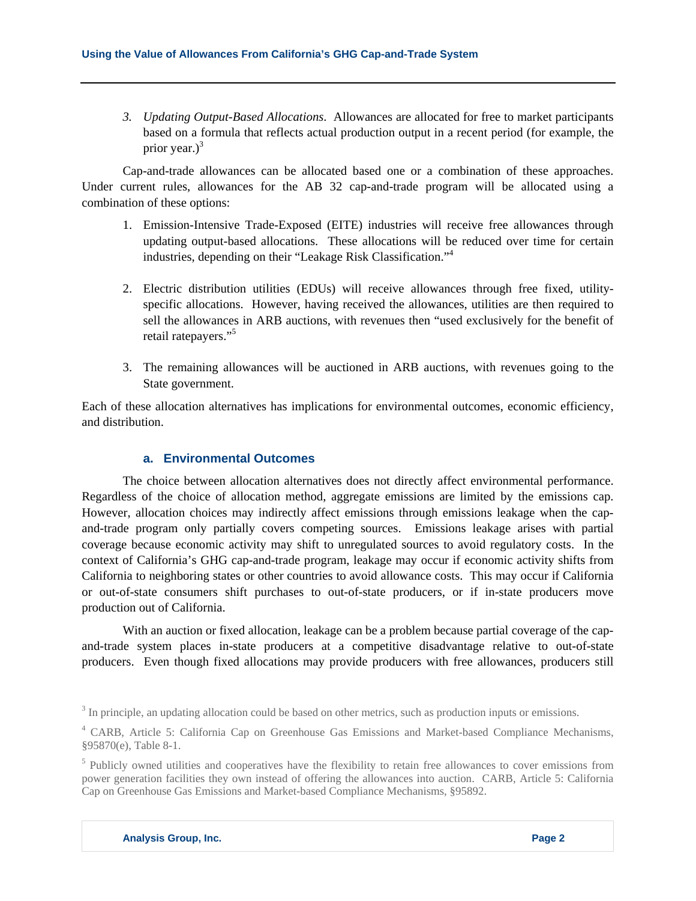3. *Updating Output-Based Allocations*. Allowances are allocated for free to market participants based on a formula that reflects actual production output in a recent period (for example, the prior year.)[3]

Cap-and-trade allowances can be allocated based one or a combination of these approaches. Under current rules, allowances for the AB 32 cap-and-trade program will be allocated using a combination of these options:

1. Emission-Intensive Trade-Exposed (EITE) industries will receive free allowances through updating output-based allocations. These allocations will be reduced over time for certain industries, depending on their "Leakage Risk Classification."[4]

2. Electric distribution utilities (EDUs) will receive allowances through free fixed, utility-specific allocations. However, having received the allowances, utilities are then required to sell the allowances in ARB auctions, with revenues then "used exclusively for the benefit of retail ratepayers."[5]

3. The remaining allowances will be auctioned in ARB auctions, with revenues going to the State government.

Each of these allocation alternatives has implications for environmental outcomes, economic efficiency, and distribution.

### a. Environmental Outcomes

The choice between allocation alternatives does not directly affect environmental performance. Regardless of the choice of allocation method, aggregate emissions are limited by the emissions cap. However, allocation choices may indirectly affect emissions through emissions leakage when the cap-and-trade program only partially covers competing sources. Emissions leakage arises with partial coverage because economic activity may shift to unregulated sources to avoid regulatory costs. In the context of California's GHG cap-and-trade program, leakage may occur if economic activity shifts from California to neighboring states or other countries to avoid allowance costs. This may occur if California or out-of-state consumers shift purchases to out-of-state producers, or if in-state producers move production out of California.

With an auction or fixed allocation, leakage can be a problem because partial coverage of the cap-and-trade system places in-state producers at a competitive disadvantage relative to out-of-state producers. Even though fixed allocations may provide producers with free allowances, producers still

---

[3] In principle, an updating allocation could be based on other metrics, such as production inputs or emissions.

[4] CARB, Article 5: California Cap on Greenhouse Gas Emissions and Market-based Compliance Mechanisms, §95870(e), Table 8-1.

[5] Publicly owned utilities and cooperatives have the flexibility to retain free allowances to cover emissions from power generation facilities they own instead of offering the allowances into auction. CARB, Article 5: California Cap on Greenhouse Gas Emissions and Market-based Compliance Mechanisms, §95892.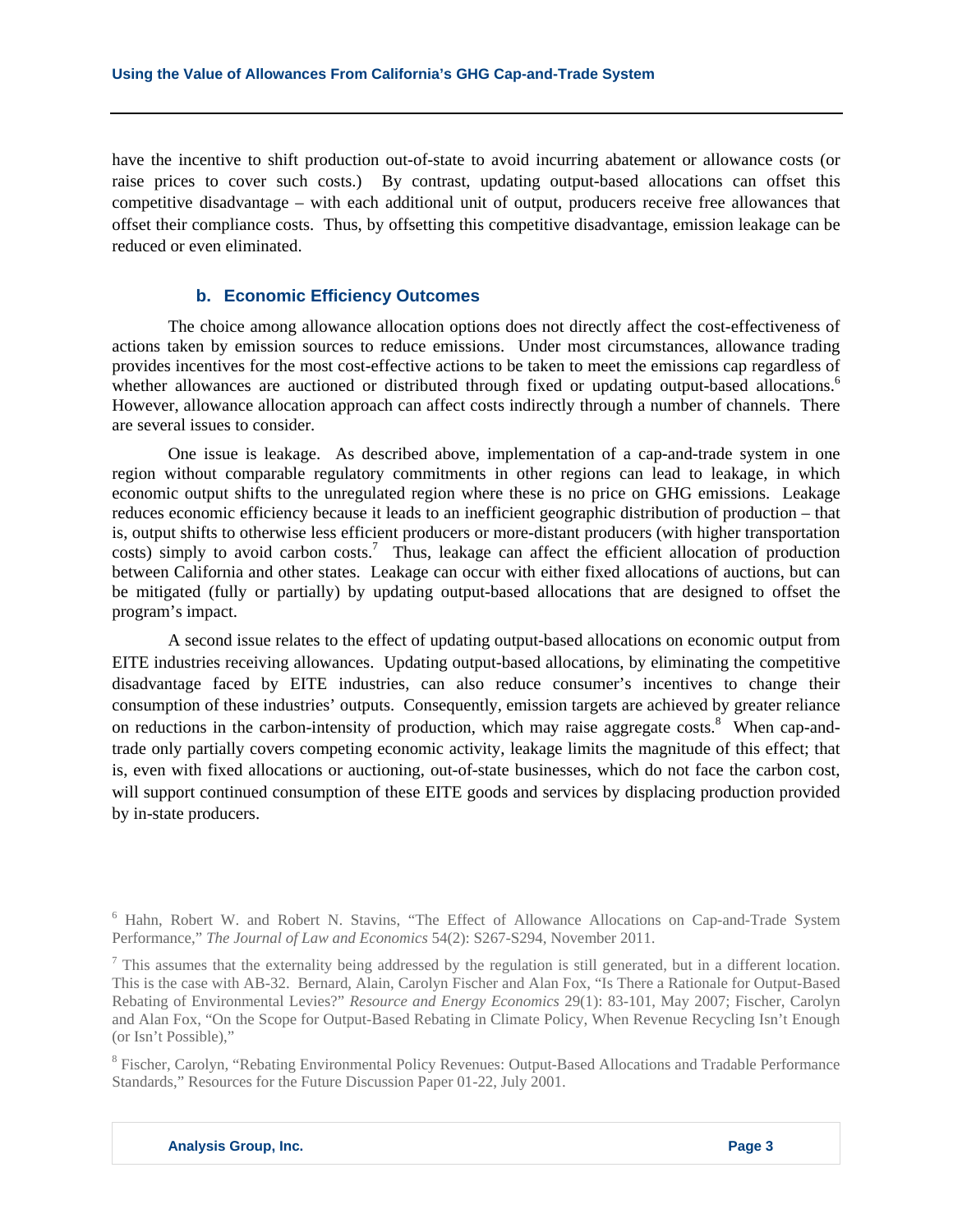have the incentive to shift production out-of-state to avoid incurring abatement or allowance costs (or raise prices to cover such costs.) By contrast, updating output-based allocations can offset this competitive disadvantage – with each additional unit of output, producers receive free allowances that offset their compliance costs. Thus, by offsetting this competitive disadvantage, emission leakage can be reduced or even eliminated.

### b. Economic Efficiency Outcomes

The choice among allowance allocation options does not directly affect the cost-effectiveness of actions taken by emission sources to reduce emissions. Under most circumstances, allowance trading provides incentives for the most cost-effective actions to be taken to meet the emissions cap regardless of whether allowances are auctioned or distributed through fixed or updating output-based allocations.[6] However, allowance allocation approach can affect costs indirectly through a number of channels. There are several issues to consider.

One issue is leakage. As described above, implementation of a cap-and-trade system in one region without comparable regulatory commitments in other regions can lead to leakage, in which economic output shifts to the unregulated region where these is no price on GHG emissions. Leakage reduces economic efficiency because it leads to an inefficient geographic distribution of production – that is, output shifts to otherwise less efficient producers or more-distant producers (with higher transportation costs) simply to avoid carbon costs.[7] Thus, leakage can affect the efficient allocation of production between California and other states. Leakage can occur with either fixed allocations of auctions, but can be mitigated (fully or partially) by updating output-based allocations that are designed to offset the program's impact.

A second issue relates to the effect of updating output-based allocations on economic output from EITE industries receiving allowances. Updating output-based allocations, by eliminating the competitive disadvantage faced by EITE industries, can also reduce consumer's incentives to change their consumption of these industries' outputs. Consequently, emission targets are achieved by greater reliance on reductions in the carbon-intensity of production, which may raise aggregate costs.[8] When cap-and-trade only partially covers competing economic activity, leakage limits the magnitude of this effect; that is, even with fixed allocations or auctioning, out-of-state businesses, which do not face the carbon cost, will support continued consumption of these EITE goods and services by displacing production provided by in-state producers.

[6] Hahn, Robert W. and Robert N. Stavins, "The Effect of Allowance Allocations on Cap-and-Trade System Performance," *The Journal of Law and Economics* 54(2): S267-S294, November 2011.

[7] This assumes that the externality being addressed by the regulation is still generated, but in a different location. This is the case with AB-32. Bernard, Alain, Carolyn Fischer and Alan Fox, "Is There a Rationale for Output-Based Rebating of Environmental Levies?" *Resource and Energy Economics* 29(1): 83-101, May 2007; Fischer, Carolyn and Alan Fox, "On the Scope for Output-Based Rebating in Climate Policy, When Revenue Recycling Isn't Enough (or Isn't Possible),"

[8] Fischer, Carolyn, "Rebating Environmental Policy Revenues: Output-Based Allocations and Tradable Performance Standards," Resources for the Future Discussion Paper 01-22, July 2001.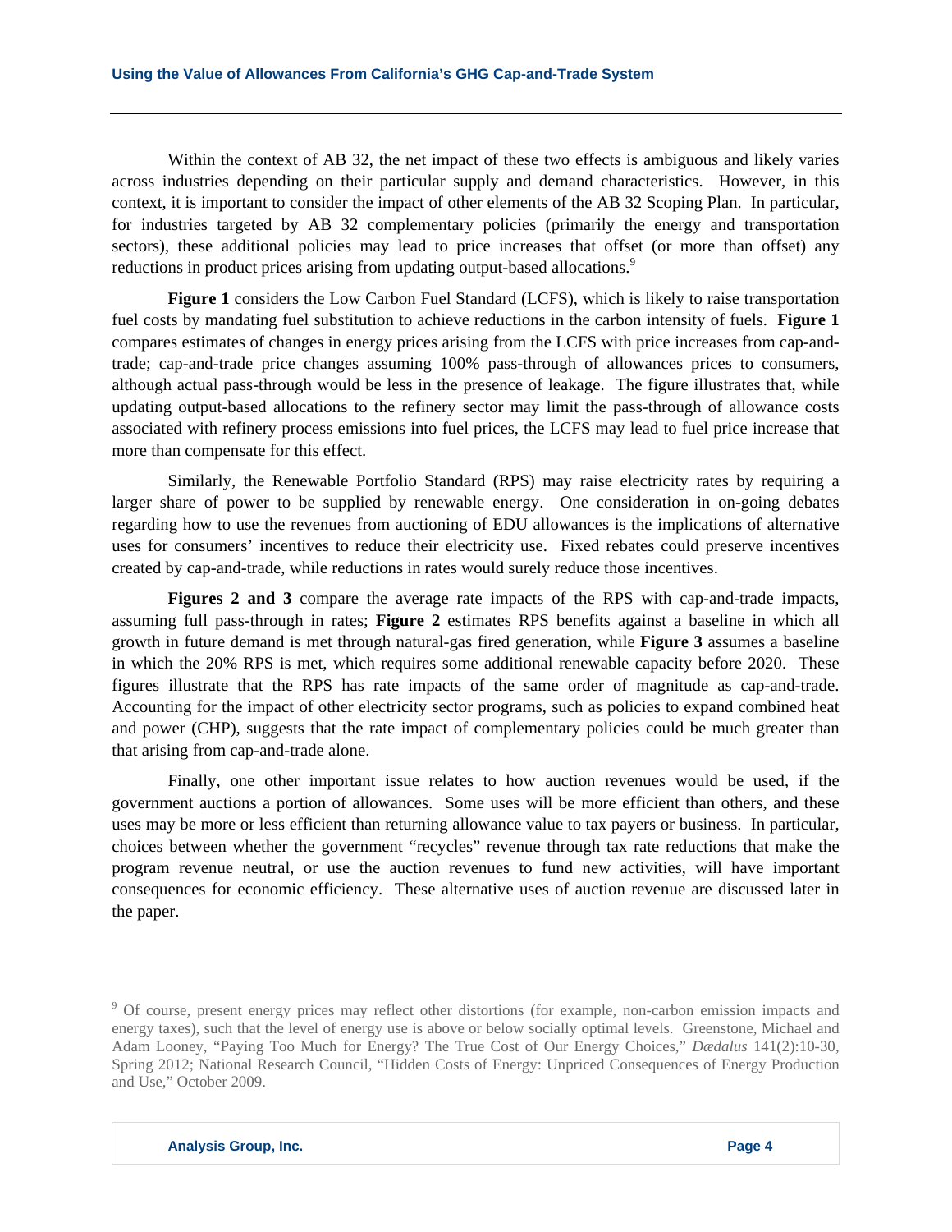Within the context of AB 32, the net impact of these two effects is ambiguous and likely varies across industries depending on their particular supply and demand characteristics. However, in this context, it is important to consider the impact of other elements of the AB 32 Scoping Plan. In particular, for industries targeted by AB 32 complementary policies (primarily the energy and transportation sectors), these additional policies may lead to price increases that offset (or more than offset) any reductions in product prices arising from updating output-based allocations.[9]

**Figure 1** considers the Low Carbon Fuel Standard (LCFS), which is likely to raise transportation fuel costs by mandating fuel substitution to achieve reductions in the carbon intensity of fuels. **Figure 1** compares estimates of changes in energy prices arising from the LCFS with price increases from cap-and-trade; cap-and-trade price changes assuming 100% pass-through of allowances prices to consumers, although actual pass-through would be less in the presence of leakage. The figure illustrates that, while updating output-based allocations to the refinery sector may limit the pass-through of allowance costs associated with refinery process emissions into fuel prices, the LCFS may lead to fuel price increase that more than compensate for this effect.

Similarly, the Renewable Portfolio Standard (RPS) may raise electricity rates by requiring a larger share of power to be supplied by renewable energy. One consideration in on-going debates regarding how to use the revenues from auctioning of EDU allowances is the implications of alternative uses for consumers' incentives to reduce their electricity use. Fixed rebates could preserve incentives created by cap-and-trade, while reductions in rates would surely reduce those incentives.

**Figures 2 and 3** compare the average rate impacts of the RPS with cap-and-trade impacts, assuming full pass-through in rates; **Figure 2** estimates RPS benefits against a baseline in which all growth in future demand is met through natural-gas fired generation, while **Figure 3** assumes a baseline in which the 20% RPS is met, which requires some additional renewable capacity before 2020. These figures illustrate that the RPS has rate impacts of the same order of magnitude as cap-and-trade. Accounting for the impact of other electricity sector programs, such as policies to expand combined heat and power (CHP), suggests that the rate impact of complementary policies could be much greater than that arising from cap-and-trade alone.

Finally, one other important issue relates to how auction revenues would be used, if the government auctions a portion of allowances. Some uses will be more efficient than others, and these uses may be more or less efficient than returning allowance value to tax payers or business. In particular, choices between whether the government "recycles" revenue through tax rate reductions that make the program revenue neutral, or use the auction revenues to fund new activities, will have important consequences for economic efficiency. These alternative uses of auction revenue are discussed later in the paper.

---

[9] Of course, present energy prices may reflect other distortions (for example, non-carbon emission impacts and energy taxes), such that the level of energy use is above or below socially optimal levels. Greenstone, Michael and Adam Looney, "Paying Too Much for Energy? The True Cost of Our Energy Choices," *Dædalus* 141(2):10-30, Spring 2012; National Research Council, "Hidden Costs of Energy: Unpriced Consequences of Energy Production and Use," October 2009.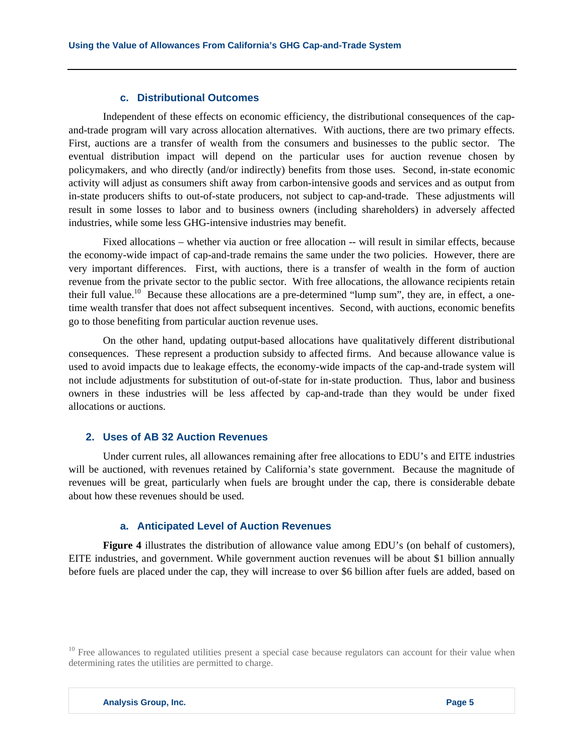### c. Distributional Outcomes

Independent of these effects on economic efficiency, the distributional consequences of the cap-and-trade program will vary across allocation alternatives. With auctions, there are two primary effects. First, auctions are a transfer of wealth from the consumers and businesses to the public sector. The eventual distribution impact will depend on the particular uses for auction revenue chosen by policymakers, and who directly (and/or indirectly) benefits from those uses. Second, in-state economic activity will adjust as consumers shift away from carbon-intensive goods and services and as output from in-state producers shifts to out-of-state producers, not subject to cap-and-trade. These adjustments will result in some losses to labor and to business owners (including shareholders) in adversely affected industries, while some less GHG-intensive industries may benefit.

Fixed allocations – whether via auction or free allocation -- will result in similar effects, because the economy-wide impact of cap-and-trade remains the same under the two policies. However, there are very important differences. First, with auctions, there is a transfer of wealth in the form of auction revenue from the private sector to the public sector. With free allocations, the allowance recipients retain their full value.[10] Because these allocations are a pre-determined "lump sum", they are, in effect, a one-time wealth transfer that does not affect subsequent incentives. Second, with auctions, economic benefits go to those benefiting from particular auction revenue uses.

On the other hand, updating output-based allocations have qualitatively different distributional consequences. These represent a production subsidy to affected firms. And because allowance value is used to avoid impacts due to leakage effects, the economy-wide impacts of the cap-and-trade system will not include adjustments for substitution of out-of-state for in-state production. Thus, labor and business owners in these industries will be less affected by cap-and-trade than they would be under fixed allocations or auctions.

## 2. Uses of AB 32 Auction Revenues

Under current rules, all allowances remaining after free allocations to EDU's and EITE industries will be auctioned, with revenues retained by California's state government. Because the magnitude of revenues will be great, particularly when fuels are brought under the cap, there is considerable debate about how these revenues should be used.

### a. Anticipated Level of Auction Revenues

**Figure 4** illustrates the distribution of allowance value among EDU's (on behalf of customers), EITE industries, and government. While government auction revenues will be about $1 billion annually before fuels are placed under the cap, they will increase to over $6 billion after fuels are added, based on

[10] Free allowances to regulated utilities present a special case because regulators can account for their value when determining rates the utilities are permitted to charge.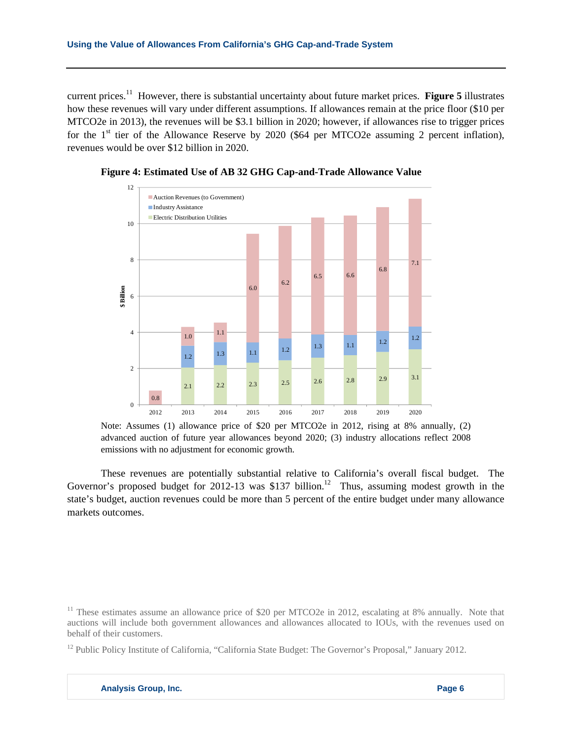current prices.[11] However, there is substantial uncertainty about future market prices. **Figure 5** illustrates how these revenues will vary under different assumptions. If allowances remain at the price floor ($10 per MTCO2e in 2013), the revenues will be $3.1 billion in 2020; however, if allowances rise to trigger prices for the 1st tier of the Allowance Reserve by 2020 ($64 per MTCO2e assuming 2 percent inflation), revenues would be over $12 billion in 2020.

**Figure 4: Estimated Use of AB 32 GHG Cap-and-Trade Allowance Value**

| $ Billion | 2012 | 2013 | 2014 | 2015 | 2016 | 2017 | 2018 | 2019 | 2020 |
|---|---|---|---|---|---|---|---|---|---|
| Auction Revenues (to Government) | 0.8 | 1.0 | 1.1 | 6.0 | 6.2 | 6.5 | 6.6 | 6.8 | 7.1 |
| Industry Assistance | | 1.2 | 1.3 | 1.1 | 1.2 | 1.3 | 1.1 | 1.2 | 1.2 |
| Electric Distribution Utilities | | 2.1 | 2.2 | 2.3 | 2.5 | 2.6 | 2.8 | 2.9 | 3.1 |

Note: Assumes (1) allowance price of $20 per MTCO2e in 2012, rising at 8% annually, (2) advanced auction of future year allowances beyond 2020; (3) industry allocations reflect 2008 emissions with no adjustment for economic growth.

These revenues are potentially substantial relative to California's overall fiscal budget. The Governor's proposed budget for 2012-13 was $137 billion.[12] Thus, assuming modest growth in the state's budget, auction revenues could be more than 5 percent of the entire budget under many allowance markets outcomes.

[11] These estimates assume an allowance price of $20 per MTCO2e in 2012, escalating at 8% annually. Note that auctions will include both government allowances and allowances allocated to IOUs, with the revenues used on behalf of their customers.

[12] Public Policy Institute of California, "California State Budget: The Governor's Proposal," January 2012.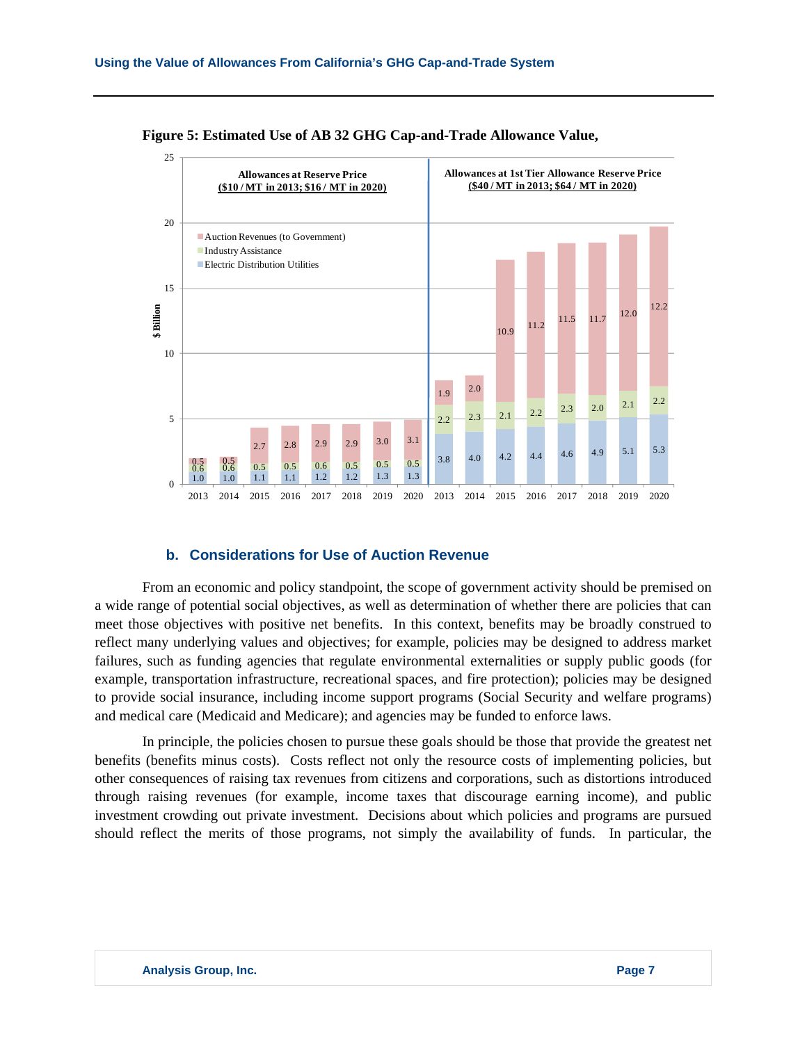**Figure 5: Estimated Use of AB 32 GHG Cap-and-Trade Allowance Value,**

| | Allowances at Reserve Price ($10 / MT in 2013; $16 / MT in 2020) | | | | | | | | Allowances at 1st Tier Allowance Reserve Price ($40 / MT in 2013; $64 / MT in 2020) | | | | | | | |
|---|---|---|---|---|---|---|---|---|---|---|---|---|---|---|---|---|
| $ Billion | 2013 | 2014 | 2015 | 2016 | 2017 | 2018 | 2019 | 2020 | 2013 | 2014 | 2015 | 2016 | 2017 | 2018 | 2019 | 2020 |
| Auction Revenues (to Government) | 0.5 | 0.5 | 2.7 | 2.8 | 2.9 | 2.9 | 3.0 | 3.1 | 1.9 | 2.0 | 10.9 | 11.2 | 11.5 | 11.7 | 12.0 | 12.2 |
| Industry Assistance | 0.6 | 0.6 | 0.5 | 0.5 | 0.6 | 0.5 | 0.5 | 0.5 | 2.2 | 2.3 | 2.1 | 2.2 | 2.3 | 2.0 | 2.1 | 2.2 |
| Electric Distribution Utilities | 1.0 | 1.0 | 1.1 | 1.1 | 1.2 | 1.2 | 1.3 | 1.3 | 3.8 | 4.0 | 4.2 | 4.4 | 4.6 | 4.9 | 5.1 | 5.3 |

### b. Considerations for Use of Auction Revenue

From an economic and policy standpoint, the scope of government activity should be premised on a wide range of potential social objectives, as well as determination of whether there are policies that can meet those objectives with positive net benefits. In this context, benefits may be broadly construed to reflect many underlying values and objectives; for example, policies may be designed to address market failures, such as funding agencies that regulate environmental externalities or supply public goods (for example, transportation infrastructure, recreational spaces, and fire protection); policies may be designed to provide social insurance, including income support programs (Social Security and welfare programs) and medical care (Medicaid and Medicare); and agencies may be funded to enforce laws.

In principle, the policies chosen to pursue these goals should be those that provide the greatest net benefits (benefits minus costs). Costs reflect not only the resource costs of implementing policies, but other consequences of raising tax revenues from citizens and corporations, such as distortions introduced through raising revenues (for example, income taxes that discourage earning income), and public investment crowding out private investment. Decisions about which policies and programs are pursued should reflect the merits of those programs, not simply the availability of funds. In particular, the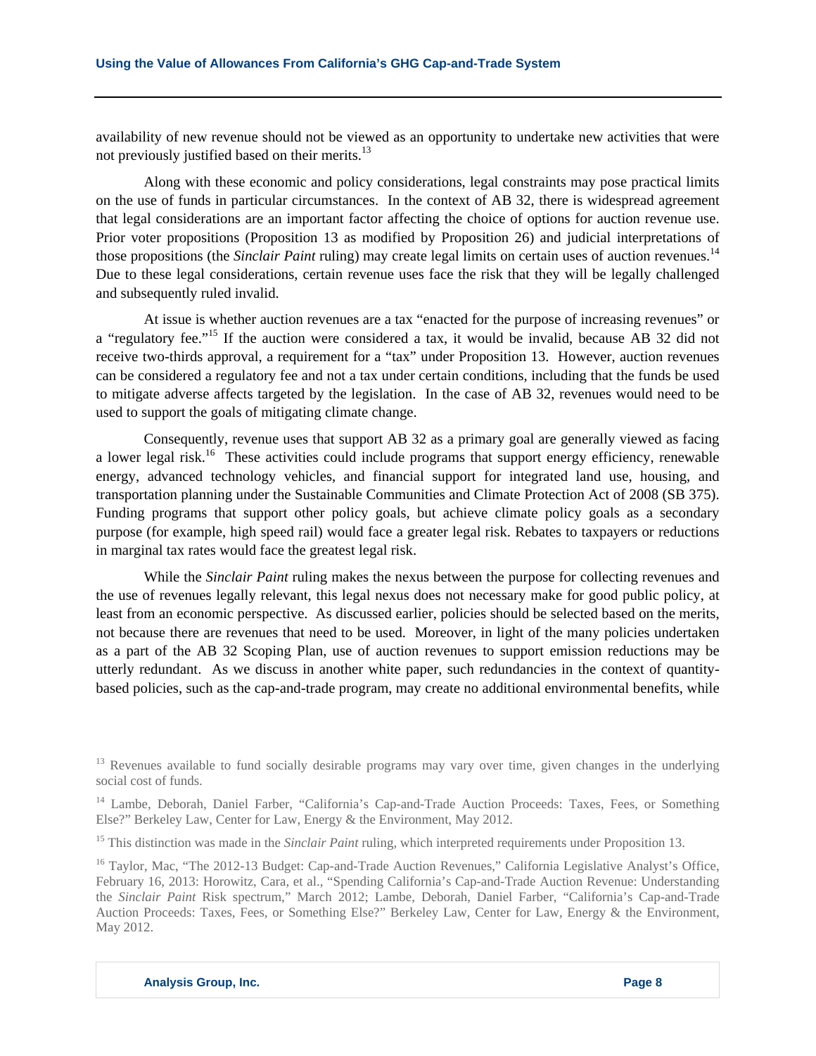availability of new revenue should not be viewed as an opportunity to undertake new activities that were not previously justified based on their merits.[13]

Along with these economic and policy considerations, legal constraints may pose practical limits on the use of funds in particular circumstances. In the context of AB 32, there is widespread agreement that legal considerations are an important factor affecting the choice of options for auction revenue use. Prior voter propositions (Proposition 13 as modified by Proposition 26) and judicial interpretations of those propositions (the *Sinclair Paint* ruling) may create legal limits on certain uses of auction revenues.[14] Due to these legal considerations, certain revenue uses face the risk that they will be legally challenged and subsequently ruled invalid.

At issue is whether auction revenues are a tax "enacted for the purpose of increasing revenues" or a "regulatory fee."[15] If the auction were considered a tax, it would be invalid, because AB 32 did not receive two-thirds approval, a requirement for a "tax" under Proposition 13. However, auction revenues can be considered a regulatory fee and not a tax under certain conditions, including that the funds be used to mitigate adverse affects targeted by the legislation. In the case of AB 32, revenues would need to be used to support the goals of mitigating climate change.

Consequently, revenue uses that support AB 32 as a primary goal are generally viewed as facing a lower legal risk.[16] These activities could include programs that support energy efficiency, renewable energy, advanced technology vehicles, and financial support for integrated land use, housing, and transportation planning under the Sustainable Communities and Climate Protection Act of 2008 (SB 375). Funding programs that support other policy goals, but achieve climate policy goals as a secondary purpose (for example, high speed rail) would face a greater legal risk. Rebates to taxpayers or reductions in marginal tax rates would face the greatest legal risk.

While the *Sinclair Paint* ruling makes the nexus between the purpose for collecting revenues and the use of revenues legally relevant, this legal nexus does not necessary make for good public policy, at least from an economic perspective. As discussed earlier, policies should be selected based on the merits, not because there are revenues that need to be used. Moreover, in light of the many policies undertaken as a part of the AB 32 Scoping Plan, use of auction revenues to support emission reductions may be utterly redundant. As we discuss in another white paper, such redundancies in the context of quantity-based policies, such as the cap-and-trade program, may create no additional environmental benefits, while

[13] Revenues available to fund socially desirable programs may vary over time, given changes in the underlying social cost of funds.

[14] Lambe, Deborah, Daniel Farber, "California's Cap-and-Trade Auction Proceeds: Taxes, Fees, or Something Else?" Berkeley Law, Center for Law, Energy & the Environment, May 2012.

[15] This distinction was made in the *Sinclair Paint* ruling, which interpreted requirements under Proposition 13.

[16] Taylor, Mac, "The 2012-13 Budget: Cap-and-Trade Auction Revenues," California Legislative Analyst's Office, February 16, 2013: Horowitz, Cara, et al., "Spending California's Cap-and-Trade Auction Revenue: Understanding the *Sinclair Paint* Risk spectrum," March 2012; Lambe, Deborah, Daniel Farber, "California's Cap-and-Trade Auction Proceeds: Taxes, Fees, or Something Else?" Berkeley Law, Center for Law, Energy & the Environment, May 2012.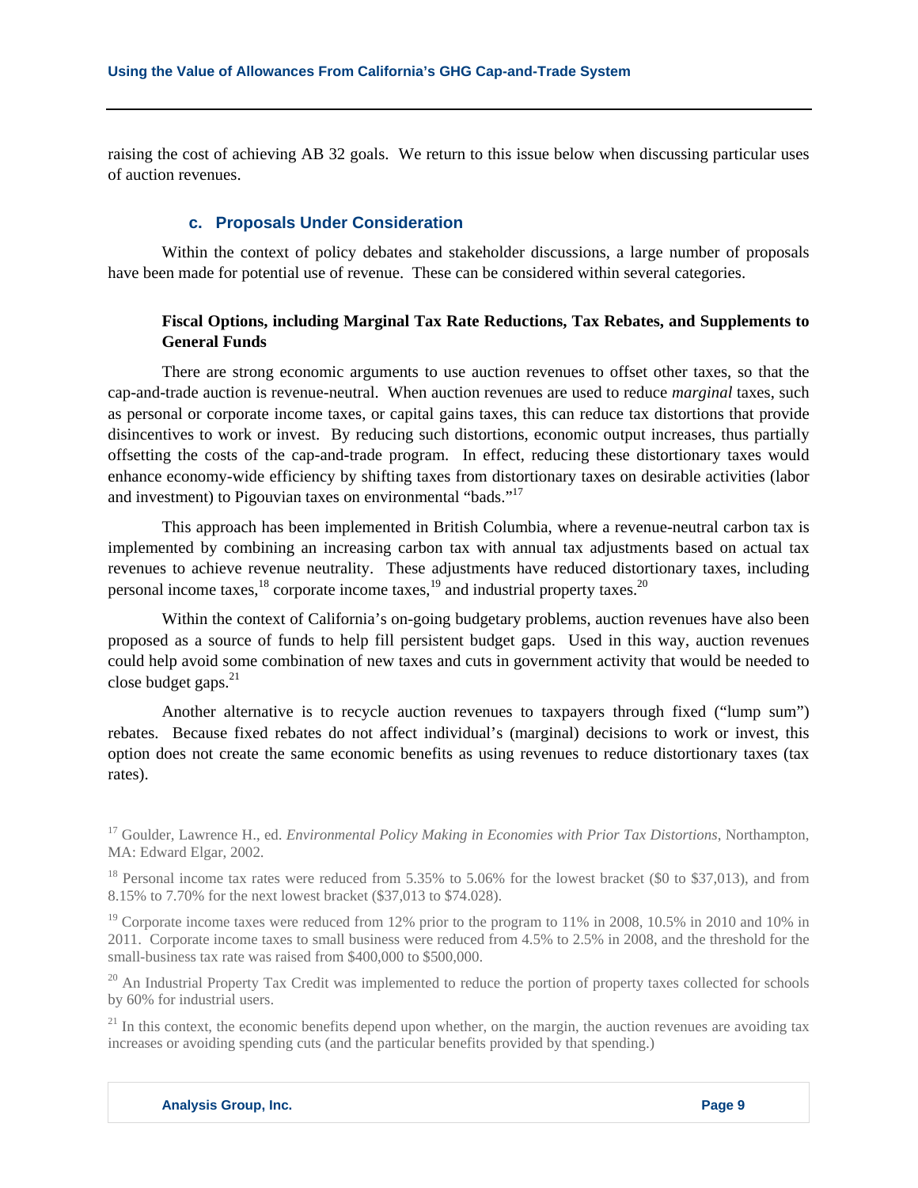raising the cost of achieving AB 32 goals. We return to this issue below when discussing particular uses of auction revenues.

### c. Proposals Under Consideration

Within the context of policy debates and stakeholder discussions, a large number of proposals have been made for potential use of revenue. These can be considered within several categories.

**Fiscal Options, including Marginal Tax Rate Reductions, Tax Rebates, and Supplements to General Funds**

There are strong economic arguments to use auction revenues to offset other taxes, so that the cap-and-trade auction is revenue-neutral. When auction revenues are used to reduce *marginal* taxes, such as personal or corporate income taxes, or capital gains taxes, this can reduce tax distortions that provide disincentives to work or invest. By reducing such distortions, economic output increases, thus partially offsetting the costs of the cap-and-trade program. In effect, reducing these distortionary taxes would enhance economy-wide efficiency by shifting taxes from distortionary taxes on desirable activities (labor and investment) to Pigouvian taxes on environmental "bads."[17]

This approach has been implemented in British Columbia, where a revenue-neutral carbon tax is implemented by combining an increasing carbon tax with annual tax adjustments based on actual tax revenues to achieve revenue neutrality. These adjustments have reduced distortionary taxes, including personal income taxes,[18] corporate income taxes,[19] and industrial property taxes.[20]

Within the context of California's on-going budgetary problems, auction revenues have also been proposed as a source of funds to help fill persistent budget gaps. Used in this way, auction revenues could help avoid some combination of new taxes and cuts in government activity that would be needed to close budget gaps.[21]

Another alternative is to recycle auction revenues to taxpayers through fixed ("lump sum") rebates. Because fixed rebates do not affect individual's (marginal) decisions to work or invest, this option does not create the same economic benefits as using revenues to reduce distortionary taxes (tax rates).

---

[17] Goulder, Lawrence H., ed. *Environmental Policy Making in Economies with Prior Tax Distortions*, Northampton, MA: Edward Elgar, 2002.

[18] Personal income tax rates were reduced from 5.35% to 5.06% for the lowest bracket ($0 to $37,013), and from 8.15% to 7.70% for the next lowest bracket ($37,013 to $74.028).

[19] Corporate income taxes were reduced from 12% prior to the program to 11% in 2008, 10.5% in 2010 and 10% in 2011. Corporate income taxes to small business were reduced from 4.5% to 2.5% in 2008, and the threshold for the small-business tax rate was raised from $400,000 to $500,000.

[20] An Industrial Property Tax Credit was implemented to reduce the portion of property taxes collected for schools by 60% for industrial users.

[21] In this context, the economic benefits depend upon whether, on the margin, the auction revenues are avoiding tax increases or avoiding spending cuts (and the particular benefits provided by that spending.)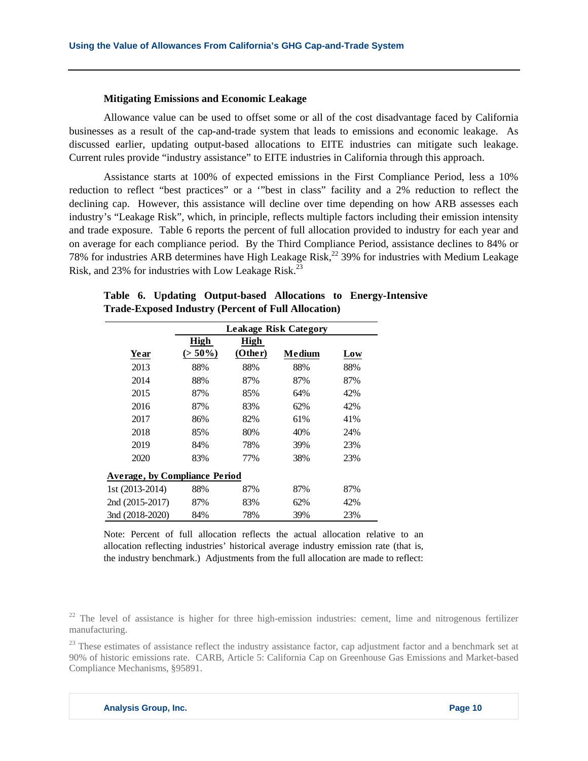#### Mitigating Emissions and Economic Leakage

Allowance value can be used to offset some or all of the cost disadvantage faced by California businesses as a result of the cap-and-trade system that leads to emissions and economic leakage. As discussed earlier, updating output-based allocations to EITE industries can mitigate such leakage. Current rules provide "industry assistance" to EITE industries in California through this approach.

Assistance starts at 100% of expected emissions in the First Compliance Period, less a 10% reduction to reflect "best practices" or a '"best in class" facility and a 2% reduction to reflect the declining cap. However, this assistance will decline over time depending on how ARB assesses each industry's "Leakage Risk", which, in principle, reflects multiple factors including their emission intensity and trade exposure. Table 6 reports the percent of full allocation provided to industry for each year and on average for each compliance period. By the Third Compliance Period, assistance declines to 84% or 78% for industries ARB determines have High Leakage Risk,[22] 39% for industries with Medium Leakage Risk, and 23% for industries with Low Leakage Risk.[23]

**Table 6. Updating Output-based Allocations to Energy-Intensive Trade-Exposed Industry (Percent of Full Allocation)**

| | Leakage Risk Category | | | |
|---|---|---|---|---|
| Year | High (> 50%) | High (Other) | Medium | Low |
| 2013 | 88% | 88% | 88% | 88% |
| 2014 | 88% | 87% | 87% | 87% |
| 2015 | 87% | 85% | 64% | 42% |
| 2016 | 87% | 83% | 62% | 42% |
| 2017 | 86% | 82% | 61% | 41% |
| 2018 | 85% | 80% | 40% | 24% |
| 2019 | 84% | 78% | 39% | 23% |
| 2020 | 83% | 77% | 38% | 23% |
| **Average, by Compliance Period** | | | | |
| 1st (2013-2014) | 88% | 87% | 87% | 87% |
| 2nd (2015-2017) | 87% | 83% | 62% | 42% |
| 3nd (2018-2020) | 84% | 78% | 39% | 23% |

Note: Percent of full allocation reflects the actual allocation relative to an allocation reflecting industries' historical average industry emission rate (that is, the industry benchmark.) Adjustments from the full allocation are made to reflect:

[22] The level of assistance is higher for three high-emission industries: cement, lime and nitrogenous fertilizer manufacturing.

[23] These estimates of assistance reflect the industry assistance factor, cap adjustment factor and a benchmark set at 90% of historic emissions rate. CARB, Article 5: California Cap on Greenhouse Gas Emissions and Market-based Compliance Mechanisms, §95891.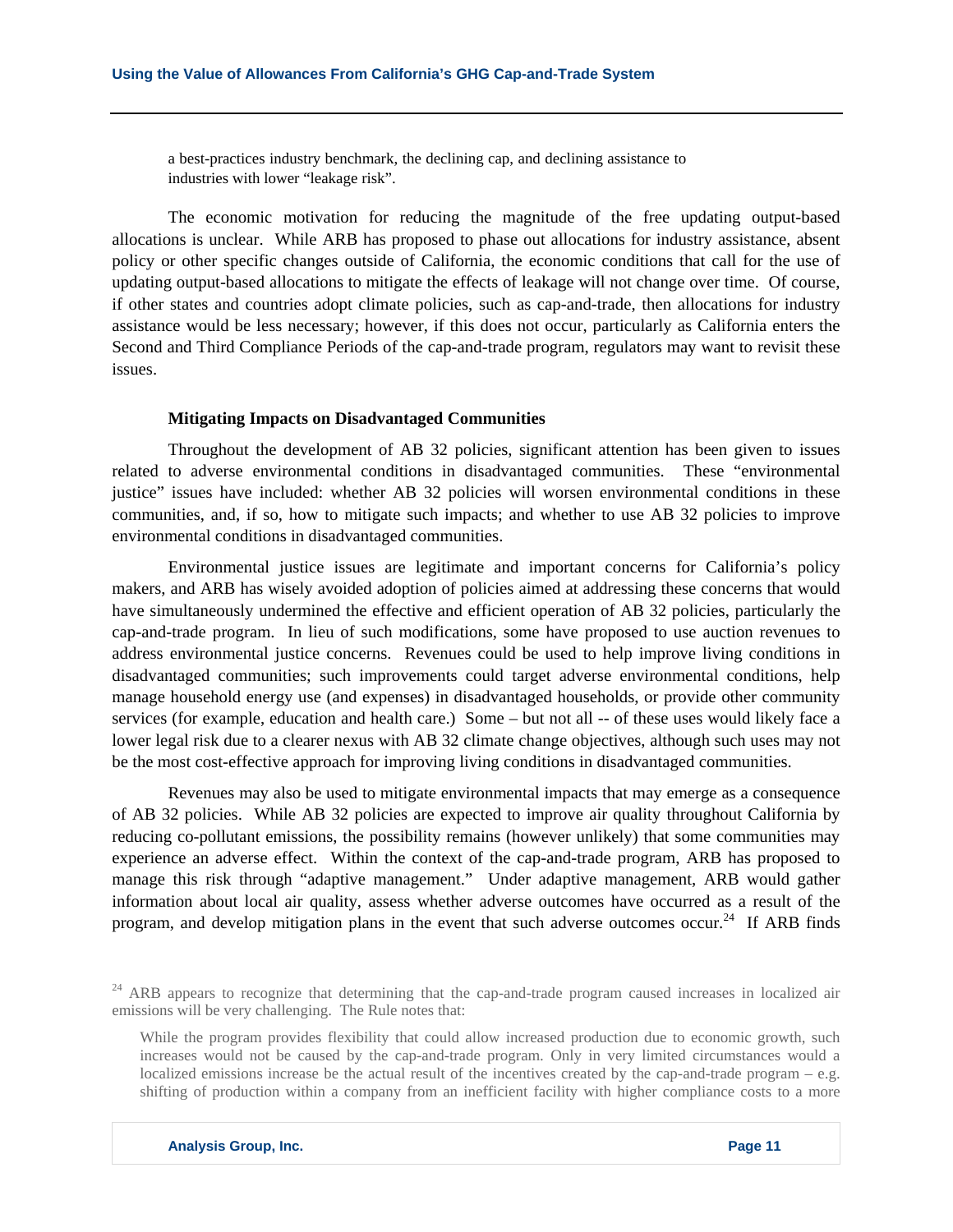a best-practices industry benchmark, the declining cap, and declining assistance to industries with lower "leakage risk".

The economic motivation for reducing the magnitude of the free updating output-based allocations is unclear. While ARB has proposed to phase out allocations for industry assistance, absent policy or other specific changes outside of California, the economic conditions that call for the use of updating output-based allocations to mitigate the effects of leakage will not change over time. Of course, if other states and countries adopt climate policies, such as cap-and-trade, then allocations for industry assistance would be less necessary; however, if this does not occur, particularly as California enters the Second and Third Compliance Periods of the cap-and-trade program, regulators may want to revisit these issues.

**Mitigating Impacts on Disadvantaged Communities**

Throughout the development of AB 32 policies, significant attention has been given to issues related to adverse environmental conditions in disadvantaged communities. These "environmental justice" issues have included: whether AB 32 policies will worsen environmental conditions in these communities, and, if so, how to mitigate such impacts; and whether to use AB 32 policies to improve environmental conditions in disadvantaged communities.

Environmental justice issues are legitimate and important concerns for California's policy makers, and ARB has wisely avoided adoption of policies aimed at addressing these concerns that would have simultaneously undermined the effective and efficient operation of AB 32 policies, particularly the cap-and-trade program. In lieu of such modifications, some have proposed to use auction revenues to address environmental justice concerns. Revenues could be used to help improve living conditions in disadvantaged communities; such improvements could target adverse environmental conditions, help manage household energy use (and expenses) in disadvantaged households, or provide other community services (for example, education and health care.) Some – but not all -- of these uses would likely face a lower legal risk due to a clearer nexus with AB 32 climate change objectives, although such uses may not be the most cost-effective approach for improving living conditions in disadvantaged communities.

Revenues may also be used to mitigate environmental impacts that may emerge as a consequence of AB 32 policies. While AB 32 policies are expected to improve air quality throughout California by reducing co-pollutant emissions, the possibility remains (however unlikely) that some communities may experience an adverse effect. Within the context of the cap-and-trade program, ARB has proposed to manage this risk through "adaptive management." Under adaptive management, ARB would gather information about local air quality, assess whether adverse outcomes have occurred as a result of the program, and develop mitigation plans in the event that such adverse outcomes occur.[24] If ARB finds

[24] ARB appears to recognize that determining that the cap-and-trade program caused increases in localized air emissions will be very challenging. The Rule notes that:

> While the program provides flexibility that could allow increased production due to economic growth, such increases would not be caused by the cap-and-trade program. Only in very limited circumstances would a localized emissions increase be the actual result of the incentives created by the cap-and-trade program – e.g. shifting of production within a company from an inefficient facility with higher compliance costs to a more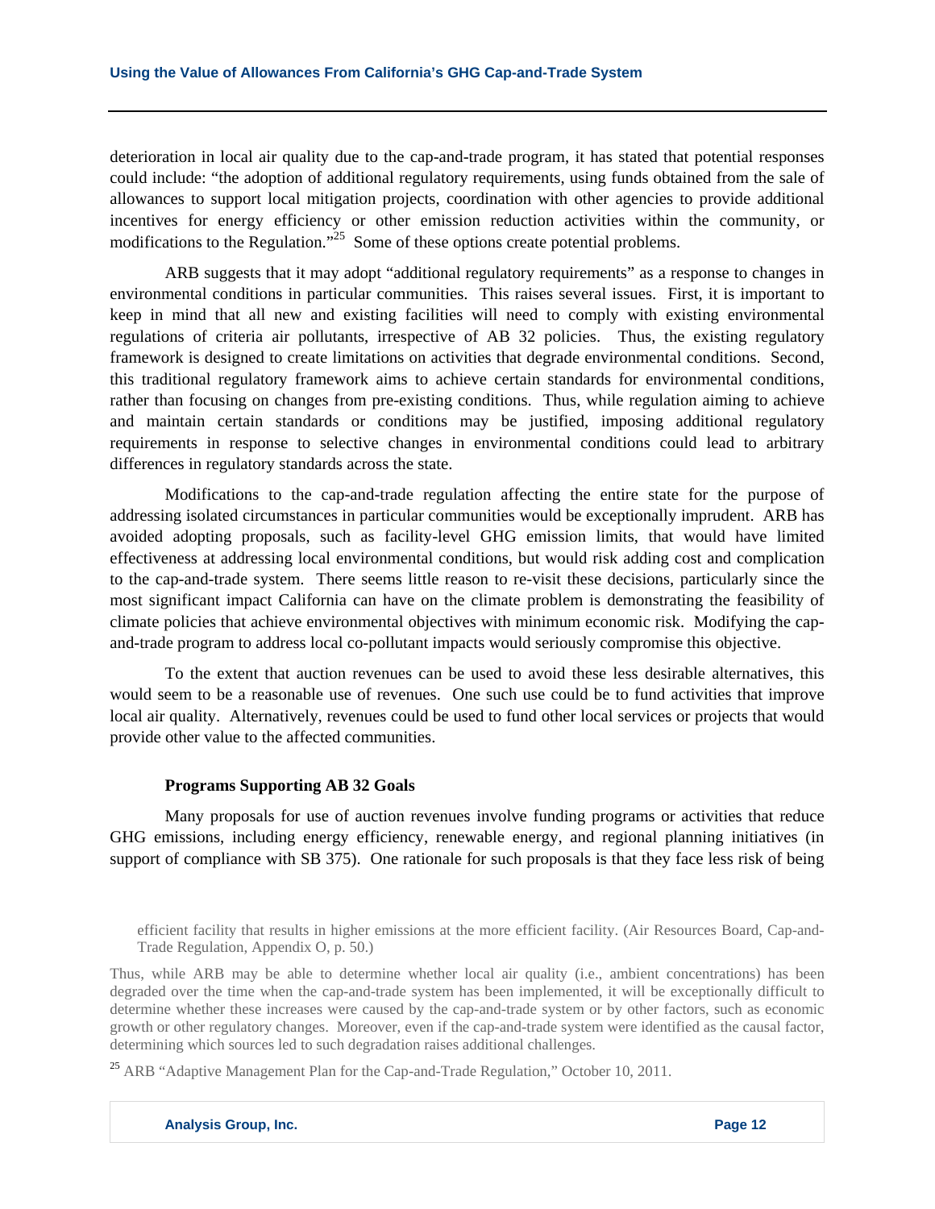deterioration in local air quality due to the cap-and-trade program, it has stated that potential responses could include: "the adoption of additional regulatory requirements, using funds obtained from the sale of allowances to support local mitigation projects, coordination with other agencies to provide additional incentives for energy efficiency or other emission reduction activities within the community, or modifications to the Regulation."[25] Some of these options create potential problems.

ARB suggests that it may adopt "additional regulatory requirements" as a response to changes in environmental conditions in particular communities. This raises several issues. First, it is important to keep in mind that all new and existing facilities will need to comply with existing environmental regulations of criteria air pollutants, irrespective of AB 32 policies. Thus, the existing regulatory framework is designed to create limitations on activities that degrade environmental conditions. Second, this traditional regulatory framework aims to achieve certain standards for environmental conditions, rather than focusing on changes from pre-existing conditions. Thus, while regulation aiming to achieve and maintain certain standards or conditions may be justified, imposing additional regulatory requirements in response to selective changes in environmental conditions could lead to arbitrary differences in regulatory standards across the state.

Modifications to the cap-and-trade regulation affecting the entire state for the purpose of addressing isolated circumstances in particular communities would be exceptionally imprudent. ARB has avoided adopting proposals, such as facility-level GHG emission limits, that would have limited effectiveness at addressing local environmental conditions, but would risk adding cost and complication to the cap-and-trade system. There seems little reason to re-visit these decisions, particularly since the most significant impact California can have on the climate problem is demonstrating the feasibility of climate policies that achieve environmental objectives with minimum economic risk. Modifying the cap-and-trade program to address local co-pollutant impacts would seriously compromise this objective.

To the extent that auction revenues can be used to avoid these less desirable alternatives, this would seem to be a reasonable use of revenues. One such use could be to fund activities that improve local air quality. Alternatively, revenues could be used to fund other local services or projects that would provide other value to the affected communities.

**Programs Supporting AB 32 Goals**

Many proposals for use of auction revenues involve funding programs or activities that reduce GHG emissions, including energy efficiency, renewable energy, and regional planning initiatives (in support of compliance with SB 375). One rationale for such proposals is that they face less risk of being

efficient facility that results in higher emissions at the more efficient facility. (Air Resources Board, Cap-and-Trade Regulation, Appendix O, p. 50.)

Thus, while ARB may be able to determine whether local air quality (i.e., ambient concentrations) has been degraded over the time when the cap-and-trade system has been implemented, it will be exceptionally difficult to determine whether these increases were caused by the cap-and-trade system or by other factors, such as economic growth or other regulatory changes. Moreover, even if the cap-and-trade system were identified as the causal factor, determining which sources led to such degradation raises additional challenges.

[25] ARB "Adaptive Management Plan for the Cap-and-Trade Regulation," October 10, 2011.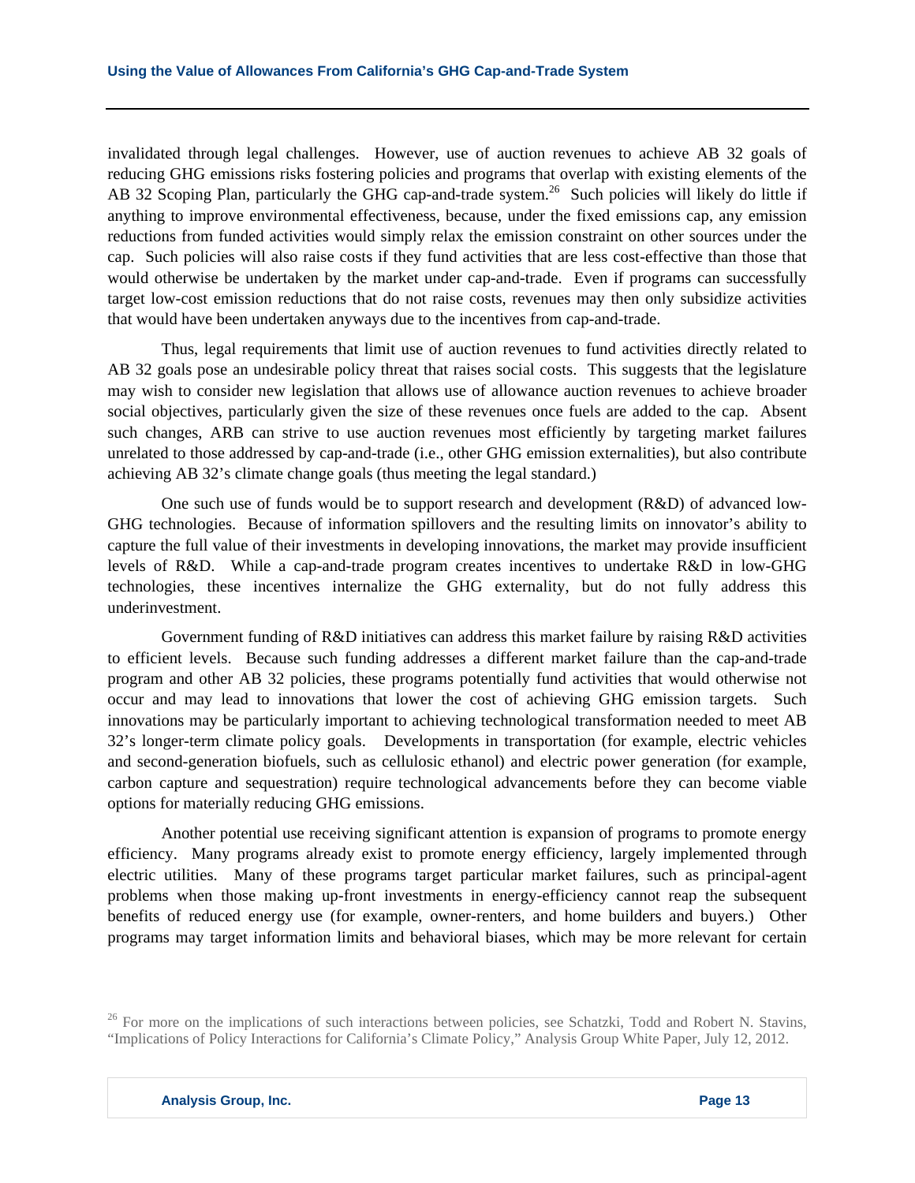invalidated through legal challenges. However, use of auction revenues to achieve AB 32 goals of reducing GHG emissions risks fostering policies and programs that overlap with existing elements of the AB 32 Scoping Plan, particularly the GHG cap-and-trade system.[26] Such policies will likely do little if anything to improve environmental effectiveness, because, under the fixed emissions cap, any emission reductions from funded activities would simply relax the emission constraint on other sources under the cap. Such policies will also raise costs if they fund activities that are less cost-effective than those that would otherwise be undertaken by the market under cap-and-trade. Even if programs can successfully target low-cost emission reductions that do not raise costs, revenues may then only subsidize activities that would have been undertaken anyways due to the incentives from cap-and-trade.

Thus, legal requirements that limit use of auction revenues to fund activities directly related to AB 32 goals pose an undesirable policy threat that raises social costs. This suggests that the legislature may wish to consider new legislation that allows use of allowance auction revenues to achieve broader social objectives, particularly given the size of these revenues once fuels are added to the cap. Absent such changes, ARB can strive to use auction revenues most efficiently by targeting market failures unrelated to those addressed by cap-and-trade (i.e., other GHG emission externalities), but also contribute achieving AB 32's climate change goals (thus meeting the legal standard.)

One such use of funds would be to support research and development (R&D) of advanced low-GHG technologies. Because of information spillovers and the resulting limits on innovator's ability to capture the full value of their investments in developing innovations, the market may provide insufficient levels of R&D. While a cap-and-trade program creates incentives to undertake R&D in low-GHG technologies, these incentives internalize the GHG externality, but do not fully address this underinvestment.

Government funding of R&D initiatives can address this market failure by raising R&D activities to efficient levels. Because such funding addresses a different market failure than the cap-and-trade program and other AB 32 policies, these programs potentially fund activities that would otherwise not occur and may lead to innovations that lower the cost of achieving GHG emission targets. Such innovations may be particularly important to achieving technological transformation needed to meet AB 32's longer-term climate policy goals. Developments in transportation (for example, electric vehicles and second-generation biofuels, such as cellulosic ethanol) and electric power generation (for example, carbon capture and sequestration) require technological advancements before they can become viable options for materially reducing GHG emissions.

Another potential use receiving significant attention is expansion of programs to promote energy efficiency. Many programs already exist to promote energy efficiency, largely implemented through electric utilities. Many of these programs target particular market failures, such as principal-agent problems when those making up-front investments in energy-efficiency cannot reap the subsequent benefits of reduced energy use (for example, owner-renters, and home builders and buyers.) Other programs may target information limits and behavioral biases, which may be more relevant for certain

[26] For more on the implications of such interactions between policies, see Schatzki, Todd and Robert N. Stavins, "Implications of Policy Interactions for California's Climate Policy," Analysis Group White Paper, July 12, 2012.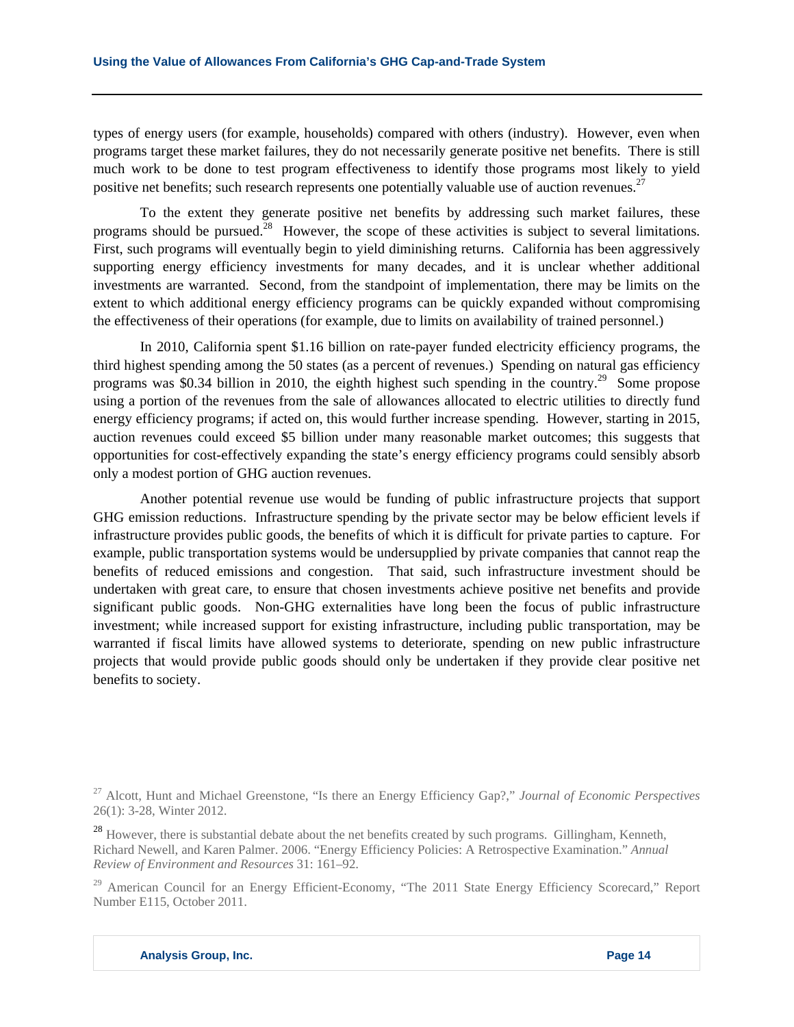types of energy users (for example, households) compared with others (industry). However, even when programs target these market failures, they do not necessarily generate positive net benefits. There is still much work to be done to test program effectiveness to identify those programs most likely to yield positive net benefits; such research represents one potentially valuable use of auction revenues.[27]

To the extent they generate positive net benefits by addressing such market failures, these programs should be pursued.[28] However, the scope of these activities is subject to several limitations. First, such programs will eventually begin to yield diminishing returns. California has been aggressively supporting energy efficiency investments for many decades, and it is unclear whether additional investments are warranted. Second, from the standpoint of implementation, there may be limits on the extent to which additional energy efficiency programs can be quickly expanded without compromising the effectiveness of their operations (for example, due to limits on availability of trained personnel.)

In 2010, California spent $1.16 billion on rate-payer funded electricity efficiency programs, the third highest spending among the 50 states (as a percent of revenues.) Spending on natural gas efficiency programs was $0.34 billion in 2010, the eighth highest such spending in the country.[29] Some propose using a portion of the revenues from the sale of allowances allocated to electric utilities to directly fund energy efficiency programs; if acted on, this would further increase spending. However, starting in 2015, auction revenues could exceed $5 billion under many reasonable market outcomes; this suggests that opportunities for cost-effectively expanding the state's energy efficiency programs could sensibly absorb only a modest portion of GHG auction revenues.

Another potential revenue use would be funding of public infrastructure projects that support GHG emission reductions. Infrastructure spending by the private sector may be below efficient levels if infrastructure provides public goods, the benefits of which it is difficult for private parties to capture. For example, public transportation systems would be undersupplied by private companies that cannot reap the benefits of reduced emissions and congestion. That said, such infrastructure investment should be undertaken with great care, to ensure that chosen investments achieve positive net benefits and provide significant public goods. Non-GHG externalities have long been the focus of public infrastructure investment; while increased support for existing infrastructure, including public transportation, may be warranted if fiscal limits have allowed systems to deteriorate, spending on new public infrastructure projects that would provide public goods should only be undertaken if they provide clear positive net benefits to society.

---

[27] Alcott, Hunt and Michael Greenstone, "Is there an Energy Efficiency Gap?," *Journal of Economic Perspectives* 26(1): 3-28, Winter 2012.

[28] However, there is substantial debate about the net benefits created by such programs. Gillingham, Kenneth, Richard Newell, and Karen Palmer. 2006. "Energy Efficiency Policies: A Retrospective Examination." *Annual Review of Environment and Resources* 31: 161–92.

[29] American Council for an Energy Efficient-Economy, "The 2011 State Energy Efficiency Scorecard," Report Number E115, October 2011.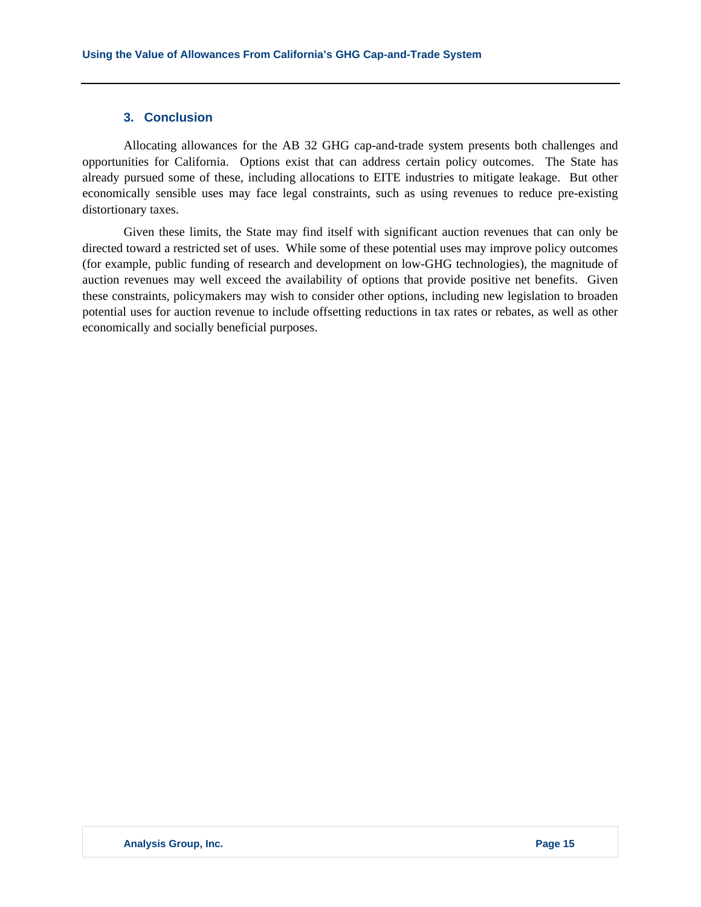## 3. Conclusion

Allocating allowances for the AB 32 GHG cap-and-trade system presents both challenges and opportunities for California. Options exist that can address certain policy outcomes. The State has already pursued some of these, including allocations to EITE industries to mitigate leakage. But other economically sensible uses may face legal constraints, such as using revenues to reduce pre-existing distortionary taxes.

Given these limits, the State may find itself with significant auction revenues that can only be directed toward a restricted set of uses. While some of these potential uses may improve policy outcomes (for example, public funding of research and development on low-GHG technologies), the magnitude of auction revenues may well exceed the availability of options that provide positive net benefits. Given these constraints, policymakers may wish to consider other options, including new legislation to broaden potential uses for auction revenue to include offsetting reductions in tax rates or rebates, as well as other economically and socially beneficial purposes.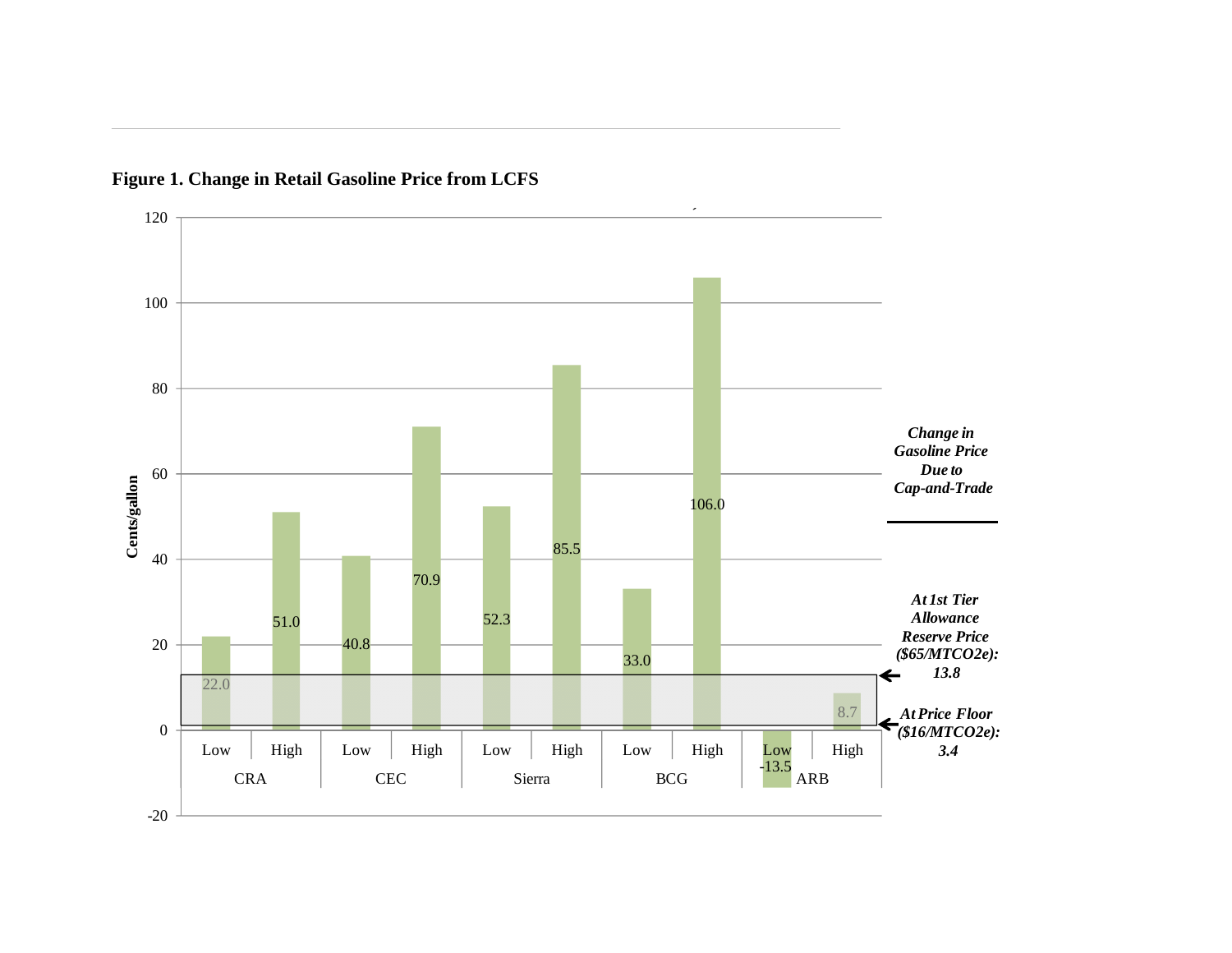**Figure 1. Change in Retail Gasoline Price from LCFS**

| Study | Scenario | Change in Retail Gasoline Price (Cents/gallon) |
| --- | --- | --- |
| CRA | Low | 22.0 |
| CRA | High | 51.0 |
| CEC | Low | 40.8 |
| CEC | High | 70.9 |
| Sierra | Low | 52.3 |
| Sierra | High | 85.5 |
| BCG | Low | 33.0 |
| BCG | High | 106.0 |
| ARB | Low | -13.5 |
| ARB | High | 8.7 |

*Change in Gasoline Price Due to Cap-and-Trade*

*At 1st Tier Allowance Reserve Price ($65/MTCO2e): 13.8*

*At Price Floor ($16/MTCO2e): 3.4*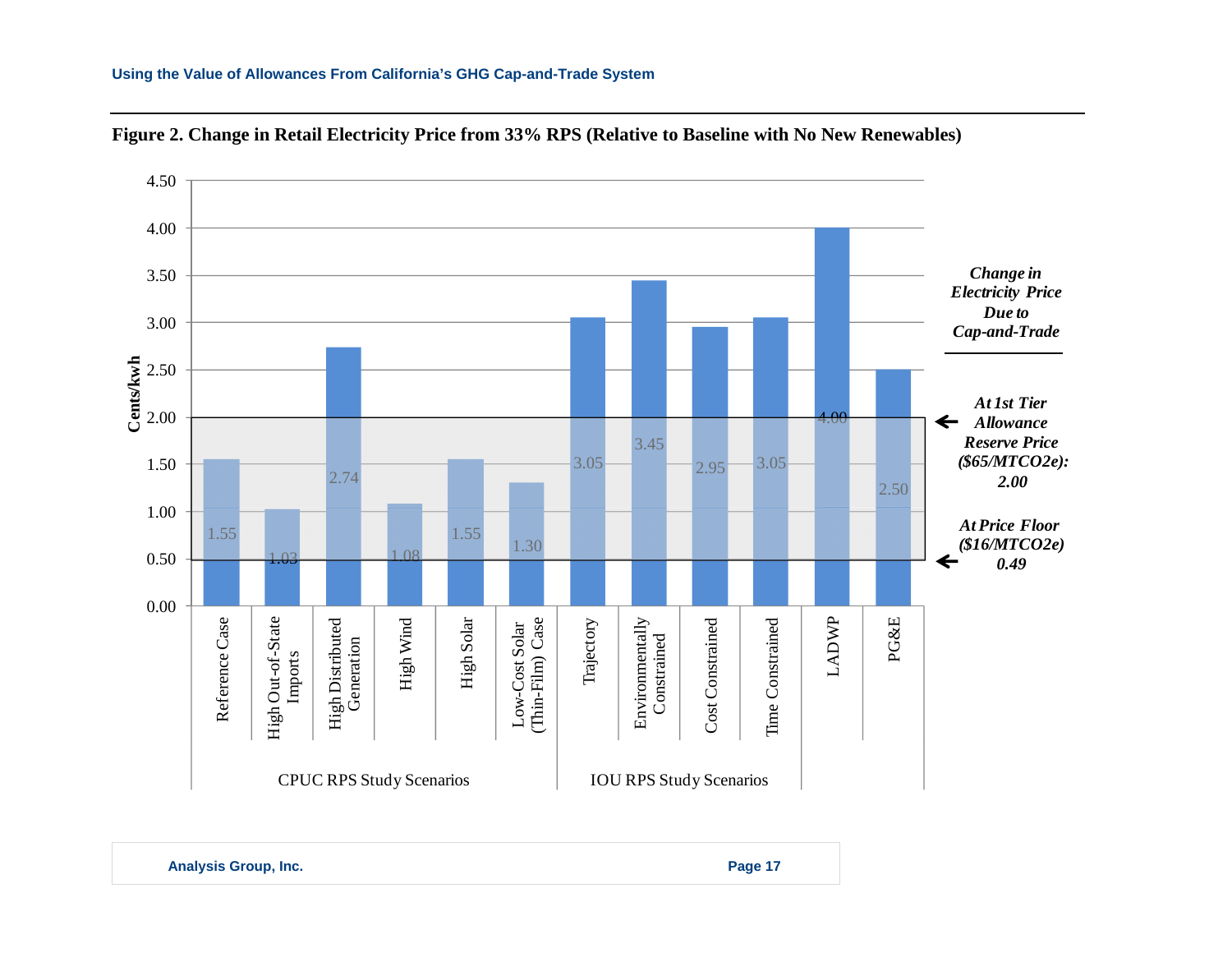**Figure 2. Change in Retail Electricity Price from 33% RPS (Relative to Baseline with No New Renewables)**

| Study Group | Scenario | Cents/kwh |
| --- | --- | --- |
| CPUC RPS Study Scenarios | Reference Case | 1.55 |
| CPUC RPS Study Scenarios | High Out-of-State Imports | 1.03 |
| CPUC RPS Study Scenarios | High Distributed Generation | 2.74 |
| CPUC RPS Study Scenarios | High Wind | 1.08 |
| CPUC RPS Study Scenarios | High Solar | 1.55 |
| CPUC RPS Study Scenarios | Low-Cost Solar (Thin-Film) Case | 1.30 |
| IOU RPS Study Scenarios | Trajectory | 3.05 |
| IOU RPS Study Scenarios | Environmentally Constrained | 3.45 |
| IOU RPS Study Scenarios | Cost Constrained | 2.95 |
| IOU RPS Study Scenarios | Time Constrained | 3.05 |
| | LADWP | 4.00 |
| | PG&E | 2.50 |

*Change in Electricity Price Due to Cap-and-Trade*

*At 1st Tier Allowance Reserve Price ($65/MTCO2e): 2.00*

*At Price Floor ($16/MTCO2e) 0.49*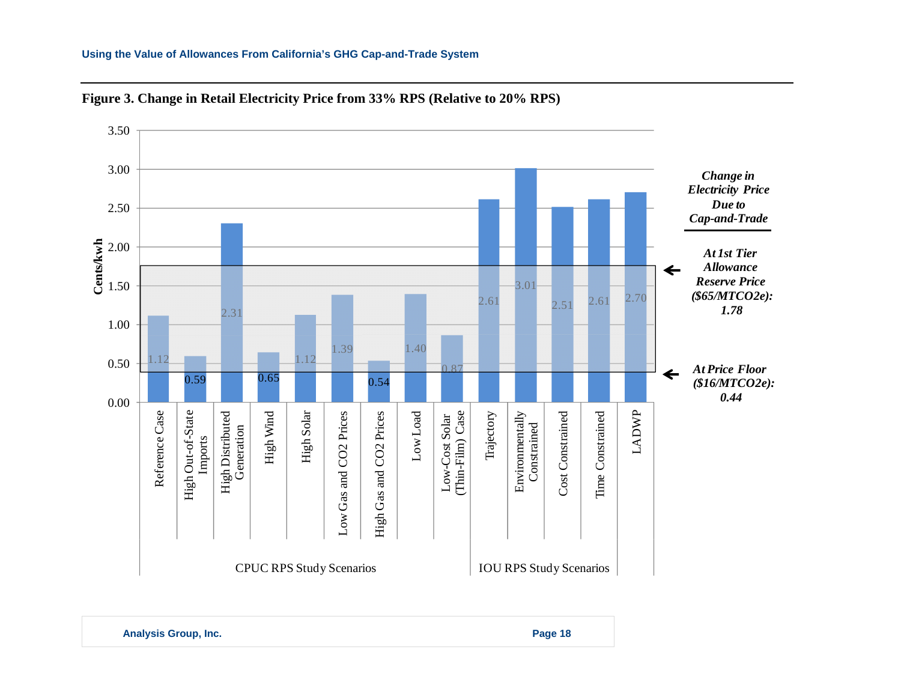**Figure 3. Change in Retail Electricity Price from 33% RPS (Relative to 20% RPS)**

| Scenario Group | Scenario | Cents/kwh |
|---|---|---|
| CPUC RPS Study Scenarios | Reference Case | 1.12 |
| | High Out-of-State Imports | 0.59 |
| | High Distributed Generation | 2.31 |
| | High Wind | 0.65 |
| | High Solar | 1.12 |
| | Low Gas and CO2 Prices | 1.39 |
| | High Gas and CO2 Prices | 0.54 |
| | Low Load | 1.40 |
| | Low-Cost Solar (Thin-Film) Case | 0.87 |
| IOU RPS Study Scenarios | Trajectory | 2.61 |
| | Environmentally Constrained | 3.01 |
| | Cost Constrained | 2.51 |
| | Time Constrained | 2.61 |
| | LADWP | 2.70 |

*Change in Electricity Price Due to Cap-and-Trade*

*At 1st Tier Allowance Reserve Price ($65/MTCO2e): 1.78*

*At Price Floor ($16/MTCO2e): 0.44*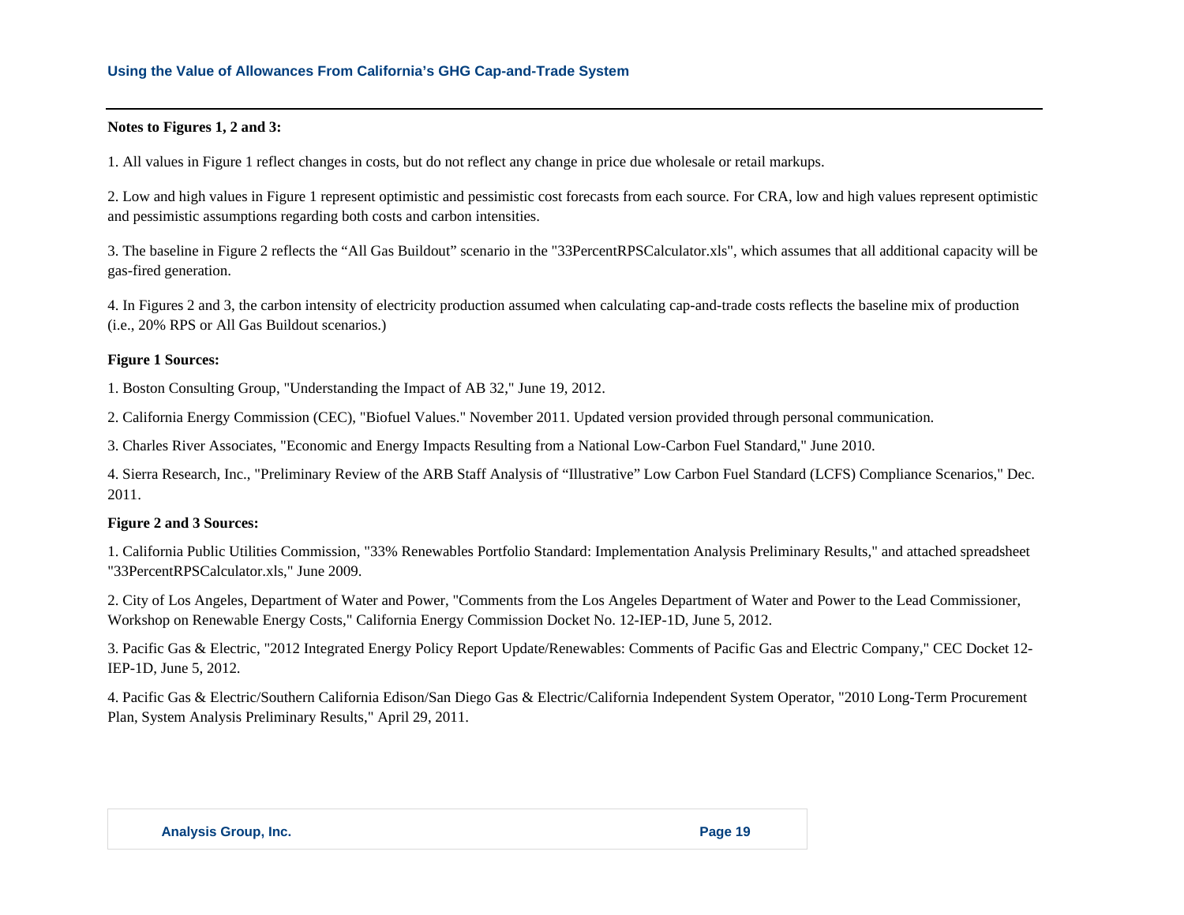**Notes to Figures 1, 2 and 3:**

1. All values in Figure 1 reflect changes in costs, but do not reflect any change in price due wholesale or retail markups.

2. Low and high values in Figure 1 represent optimistic and pessimistic cost forecasts from each source. For CRA, low and high values represent optimistic and pessimistic assumptions regarding both costs and carbon intensities.

3. The baseline in Figure 2 reflects the "All Gas Buildout" scenario in the "33PercentRPSCalculator.xls", which assumes that all additional capacity will be gas-fired generation.

4. In Figures 2 and 3, the carbon intensity of electricity production assumed when calculating cap-and-trade costs reflects the baseline mix of production (i.e., 20% RPS or All Gas Buildout scenarios.)

**Figure 1 Sources:**

1. Boston Consulting Group, "Understanding the Impact of AB 32," June 19, 2012.

2. California Energy Commission (CEC), "Biofuel Values." November 2011. Updated version provided through personal communication.

3. Charles River Associates, "Economic and Energy Impacts Resulting from a National Low-Carbon Fuel Standard," June 2010.

4. Sierra Research, Inc., "Preliminary Review of the ARB Staff Analysis of "Illustrative" Low Carbon Fuel Standard (LCFS) Compliance Scenarios," Dec. 2011.

**Figure 2 and 3 Sources:**

1. California Public Utilities Commission, "33% Renewables Portfolio Standard: Implementation Analysis Preliminary Results," and attached spreadsheet "33PercentRPSCalculator.xls," June 2009.

2. City of Los Angeles, Department of Water and Power, "Comments from the Los Angeles Department of Water and Power to the Lead Commissioner, Workshop on Renewable Energy Costs," California Energy Commission Docket No. 12-IEP-1D, June 5, 2012.

3. Pacific Gas & Electric, "2012 Integrated Energy Policy Report Update/Renewables: Comments of Pacific Gas and Electric Company," CEC Docket 12-IEP-1D, June 5, 2012.

4. Pacific Gas & Electric/Southern California Edison/San Diego Gas & Electric/California Independent System Operator, "2010 Long-Term Procurement Plan, System Analysis Preliminary Results," April 29, 2011.